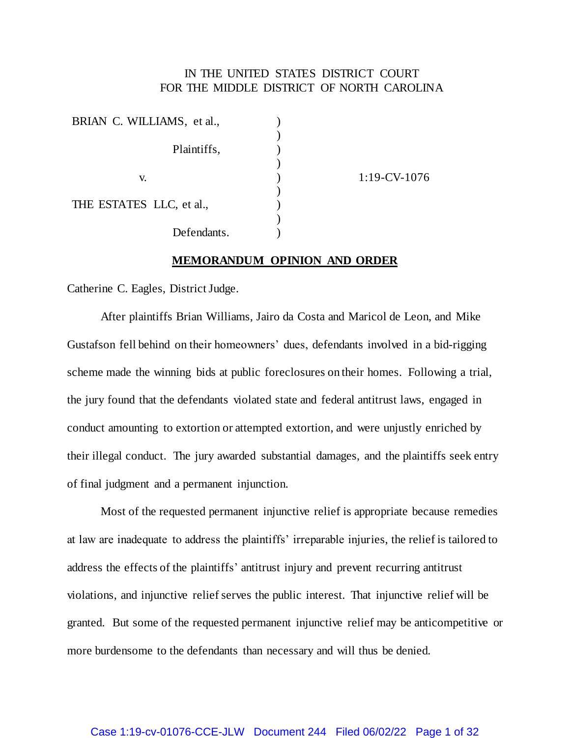IN THE UNITED STATES DISTRICT COURT
FOR THE MIDDLE DISTRICT OF NORTH CAROLINA

| | | |
|---|---|---|
| BRIAN C. WILLIAMS, et al., | ) | |
| | ) | |
| Plaintiffs, | ) | |
| | ) | |
| v. | ) | 1:19-CV-1076 |
| | ) | |
| THE ESTATES LLC, et al., | ) | |
| | ) | |
| Defendants. | ) | |

**MEMORANDUM OPINION AND ORDER**

Catherine C. Eagles, District Judge.

After plaintiffs Brian Williams, Jairo da Costa and Maricol de Leon, and Mike Gustafson fell behind on their homeowners' dues, defendants involved in a bid-rigging scheme made the winning bids at public foreclosures on their homes. Following a trial, the jury found that the defendants violated state and federal antitrust laws, engaged in conduct amounting to extortion or attempted extortion, and were unjustly enriched by their illegal conduct. The jury awarded substantial damages, and the plaintiffs seek entry of final judgment and a permanent injunction.

Most of the requested permanent injunctive relief is appropriate because remedies at law are inadequate to address the plaintiffs' irreparable injuries, the relief is tailored to address the effects of the plaintiffs' antitrust injury and prevent recurring antitrust violations, and injunctive relief serves the public interest. That injunctive relief will be granted. But some of the requested permanent injunctive relief may be anticompetitive or more burdensome to the defendants than necessary and will thus be denied.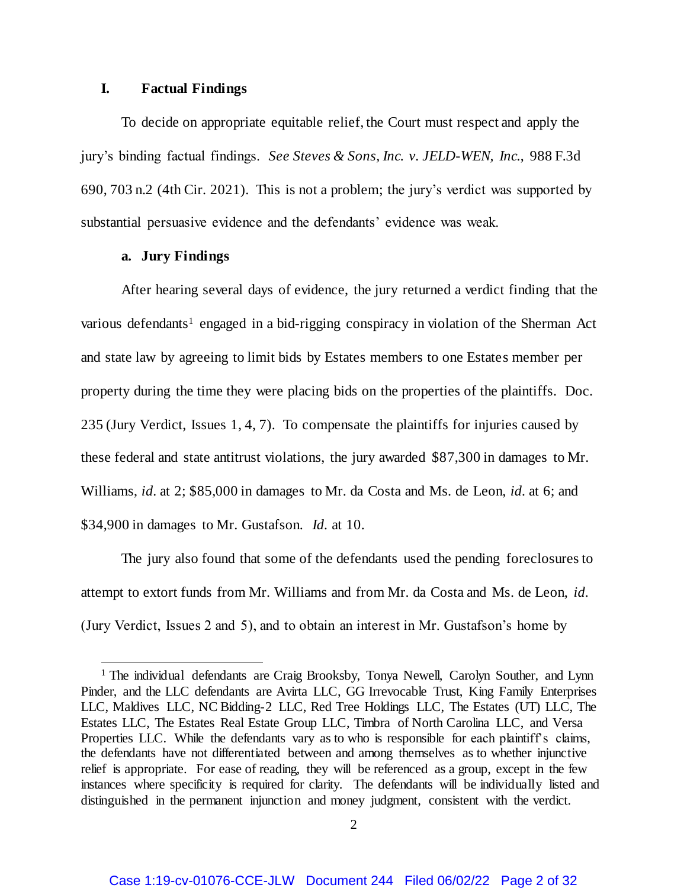## I. Factual Findings

To decide on appropriate equitable relief, the Court must respect and apply the jury's binding factual findings. *See Steves & Sons, Inc. v. JELD-WEN, Inc.*, 988 F.3d 690, 703 n.2 (4th Cir. 2021). This is not a problem; the jury's verdict was supported by substantial persuasive evidence and the defendants' evidence was weak.

### a. Jury Findings

After hearing several days of evidence, the jury returned a verdict finding that the various defendants[1] engaged in a bid-rigging conspiracy in violation of the Sherman Act and state law by agreeing to limit bids by Estates members to one Estates member per property during the time they were placing bids on the properties of the plaintiffs. Doc. 235 (Jury Verdict, Issues 1, 4, 7). To compensate the plaintiffs for injuries caused by these federal and state antitrust violations, the jury awarded $87,300 in damages to Mr. Williams, *id.* at 2; $85,000 in damages to Mr. da Costa and Ms. de Leon, *id.* at 6; and $34,900 in damages to Mr. Gustafson. *Id.* at 10.

The jury also found that some of the defendants used the pending foreclosures to attempt to extort funds from Mr. Williams and from Mr. da Costa and Ms. de Leon, *id.* (Jury Verdict, Issues 2 and 5), and to obtain an interest in Mr. Gustafson's home by

---

[1] The individual defendants are Craig Brooksby, Tonya Newell, Carolyn Souther, and Lynn Pinder, and the LLC defendants are Avirta LLC, GG Irrevocable Trust, King Family Enterprises LLC, Maldives LLC, NC Bidding-2 LLC, Red Tree Holdings LLC, The Estates (UT) LLC, The Estates LLC, The Estates Real Estate Group LLC, Timbra of North Carolina LLC, and Versa Properties LLC. While the defendants vary as to who is responsible for each plaintiff's claims, the defendants have not differentiated between and among themselves as to whether injunctive relief is appropriate. For ease of reading, they will be referenced as a group, except in the few instances where specificity is required for clarity. The defendants will be individually listed and distinguished in the permanent injunction and money judgment, consistent with the verdict.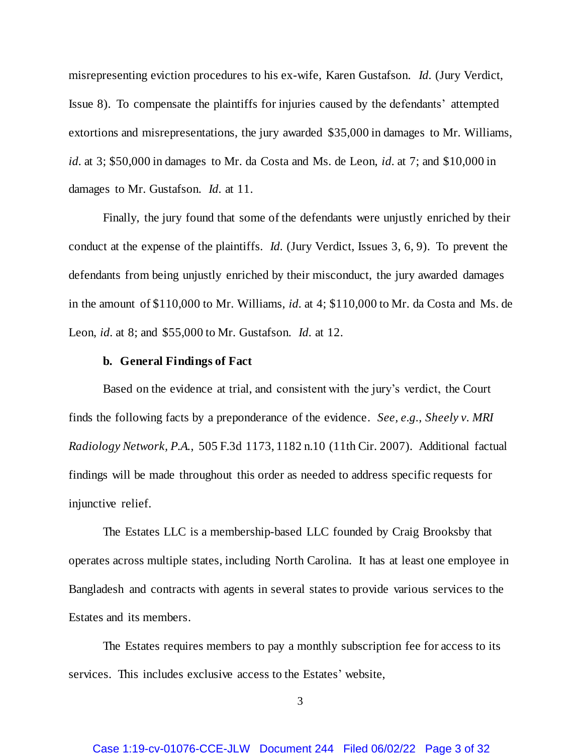misrepresenting eviction procedures to his ex-wife, Karen Gustafson. *Id.* (Jury Verdict, Issue 8). To compensate the plaintiffs for injuries caused by the defendants' attempted extortions and misrepresentations, the jury awarded $35,000 in damages to Mr. Williams, *id.* at 3; $50,000 in damages to Mr. da Costa and Ms. de Leon, *id.* at 7; and $10,000 in damages to Mr. Gustafson. *Id.* at 11.

Finally, the jury found that some of the defendants were unjustly enriched by their conduct at the expense of the plaintiffs. *Id.* (Jury Verdict, Issues 3, 6, 9). To prevent the defendants from being unjustly enriched by their misconduct, the jury awarded damages in the amount of $110,000 to Mr. Williams, *id.* at 4; $110,000 to Mr. da Costa and Ms. de Leon, *id.* at 8; and $55,000 to Mr. Gustafson. *Id.* at 12.

**b. General Findings of Fact**

Based on the evidence at trial, and consistent with the jury's verdict, the Court finds the following facts by a preponderance of the evidence. *See, e.g.*, *Sheely v. MRI Radiology Network, P.A.*, 505 F.3d 1173, 1182 n.10 (11th Cir. 2007). Additional factual findings will be made throughout this order as needed to address specific requests for injunctive relief.

The Estates LLC is a membership-based LLC founded by Craig Brooksby that operates across multiple states, including North Carolina. It has at least one employee in Bangladesh and contracts with agents in several states to provide various services to the Estates and its members.

The Estates requires members to pay a monthly subscription fee for access to its services. This includes exclusive access to the Estates' website,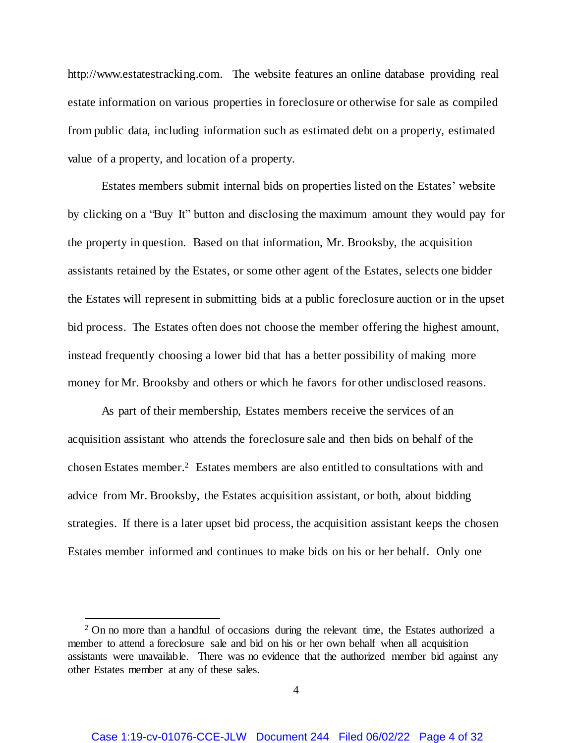http://www.estatestracking.com. The website features an online database providing real estate information on various properties in foreclosure or otherwise for sale as compiled from public data, including information such as estimated debt on a property, estimated value of a property, and location of a property.

Estates members submit internal bids on properties listed on the Estates' website by clicking on a "Buy It" button and disclosing the maximum amount they would pay for the property in question. Based on that information, Mr. Brooksby, the acquisition assistants retained by the Estates, or some other agent of the Estates, selects one bidder the Estates will represent in submitting bids at a public foreclosure auction or in the upset bid process. The Estates often does not choose the member offering the highest amount, instead frequently choosing a lower bid that has a better possibility of making more money for Mr. Brooksby and others or which he favors for other undisclosed reasons.

As part of their membership, Estates members receive the services of an acquisition assistant who attends the foreclosure sale and then bids on behalf of the chosen Estates member.[2] Estates members are also entitled to consultations with and advice from Mr. Brooksby, the Estates acquisition assistant, or both, about bidding strategies. If there is a later upset bid process, the acquisition assistant keeps the chosen Estates member informed and continues to make bids on his or her behalf. Only one

[2] On no more than a handful of occasions during the relevant time, the Estates authorized a member to attend a foreclosure sale and bid on his or her own behalf when all acquisition assistants were unavailable. There was no evidence that the authorized member bid against any other Estates member at any of these sales.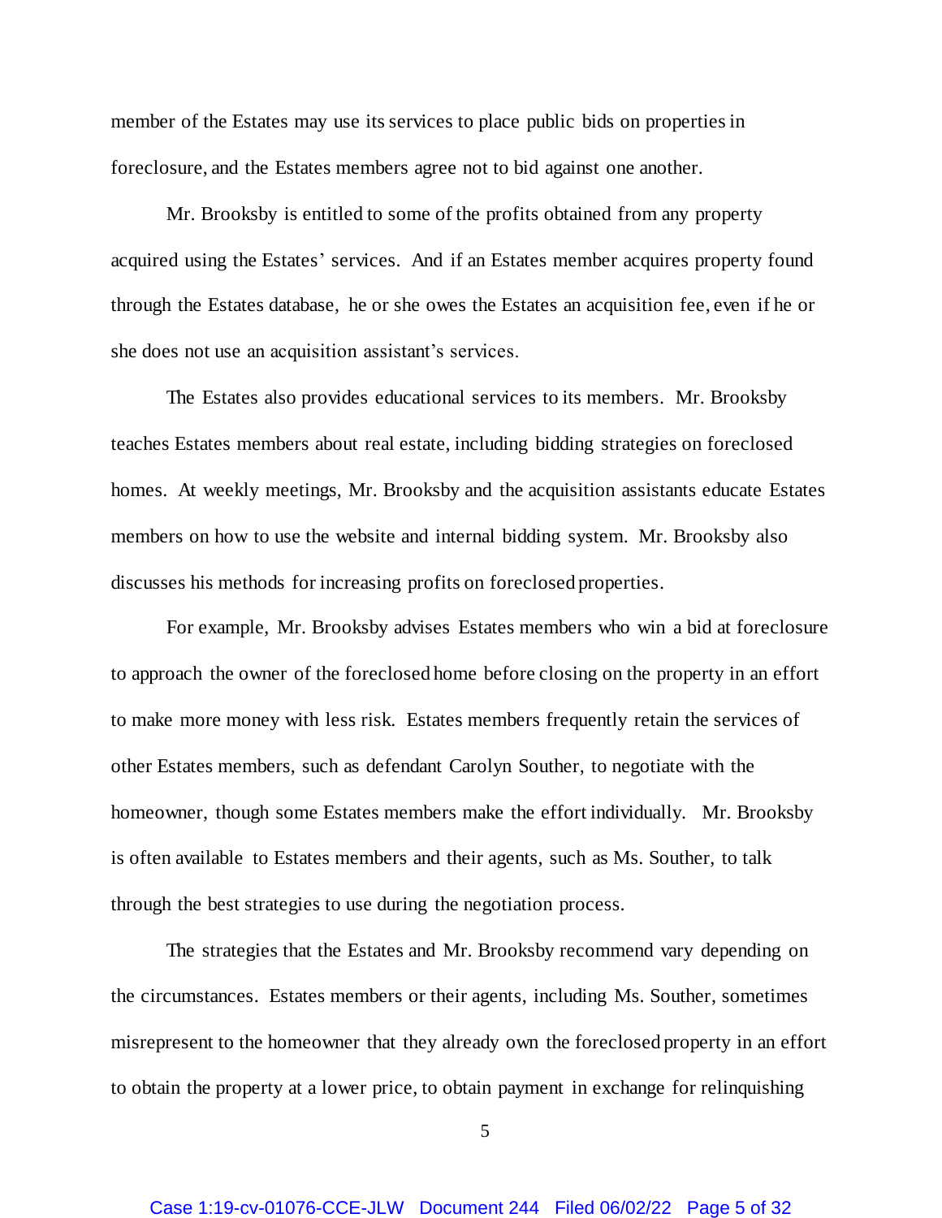member of the Estates may use its services to place public bids on properties in foreclosure, and the Estates members agree not to bid against one another.

Mr. Brooksby is entitled to some of the profits obtained from any property acquired using the Estates' services. And if an Estates member acquires property found through the Estates database, he or she owes the Estates an acquisition fee, even if he or she does not use an acquisition assistant's services.

The Estates also provides educational services to its members. Mr. Brooksby teaches Estates members about real estate, including bidding strategies on foreclosed homes. At weekly meetings, Mr. Brooksby and the acquisition assistants educate Estates members on how to use the website and internal bidding system. Mr. Brooksby also discusses his methods for increasing profits on foreclosed properties.

For example, Mr. Brooksby advises Estates members who win a bid at foreclosure to approach the owner of the foreclosed home before closing on the property in an effort to make more money with less risk. Estates members frequently retain the services of other Estates members, such as defendant Carolyn Souther, to negotiate with the homeowner, though some Estates members make the effort individually. Mr. Brooksby is often available to Estates members and their agents, such as Ms. Souther, to talk through the best strategies to use during the negotiation process.

The strategies that the Estates and Mr. Brooksby recommend vary depending on the circumstances. Estates members or their agents, including Ms. Souther, sometimes misrepresent to the homeowner that they already own the foreclosed property in an effort to obtain the property at a lower price, to obtain payment in exchange for relinquishing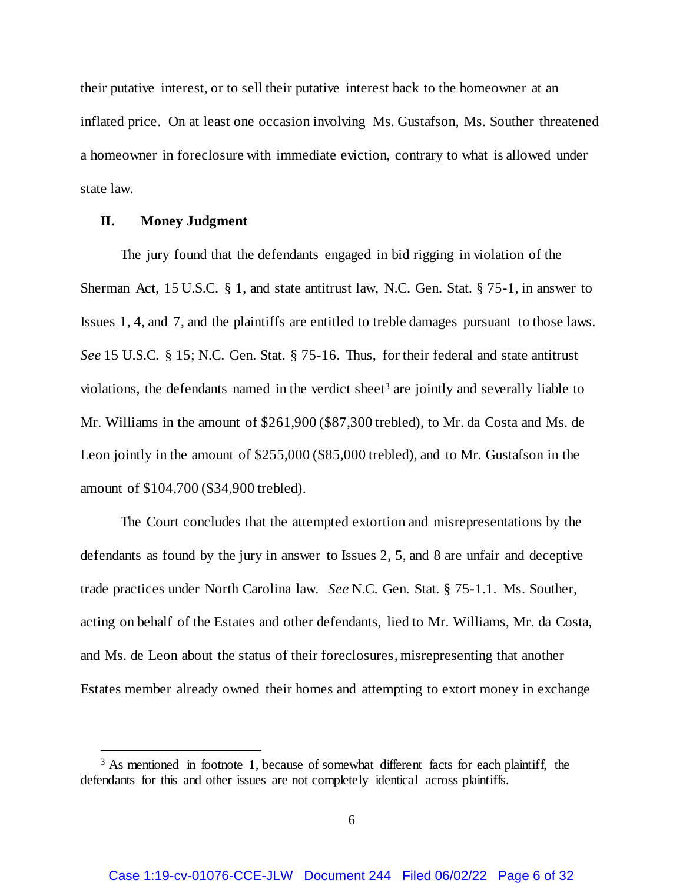their putative interest, or to sell their putative interest back to the homeowner at an inflated price. On at least one occasion involving Ms. Gustafson, Ms. Souther threatened a homeowner in foreclosure with immediate eviction, contrary to what is allowed under state law.

## II. Money Judgment

The jury found that the defendants engaged in bid rigging in violation of the Sherman Act, 15 U.S.C. § 1, and state antitrust law, N.C. Gen. Stat. § 75-1, in answer to Issues 1, 4, and 7, and the plaintiffs are entitled to treble damages pursuant to those laws. *See* 15 U.S.C. § 15; N.C. Gen. Stat. § 75-16. Thus, for their federal and state antitrust violations, the defendants named in the verdict sheet[3] are jointly and severally liable to Mr. Williams in the amount of $261,900 ($87,300 trebled), to Mr. da Costa and Ms. de Leon jointly in the amount of $255,000 ($85,000 trebled), and to Mr. Gustafson in the amount of $104,700 ($34,900 trebled).

The Court concludes that the attempted extortion and misrepresentations by the defendants as found by the jury in answer to Issues 2, 5, and 8 are unfair and deceptive trade practices under North Carolina law. *See* N.C. Gen. Stat. § 75-1.1. Ms. Souther, acting on behalf of the Estates and other defendants, lied to Mr. Williams, Mr. da Costa, and Ms. de Leon about the status of their foreclosures, misrepresenting that another Estates member already owned their homes and attempting to extort money in exchange

---

[3] As mentioned in footnote 1, because of somewhat different facts for each plaintiff, the defendants for this and other issues are not completely identical across plaintiffs.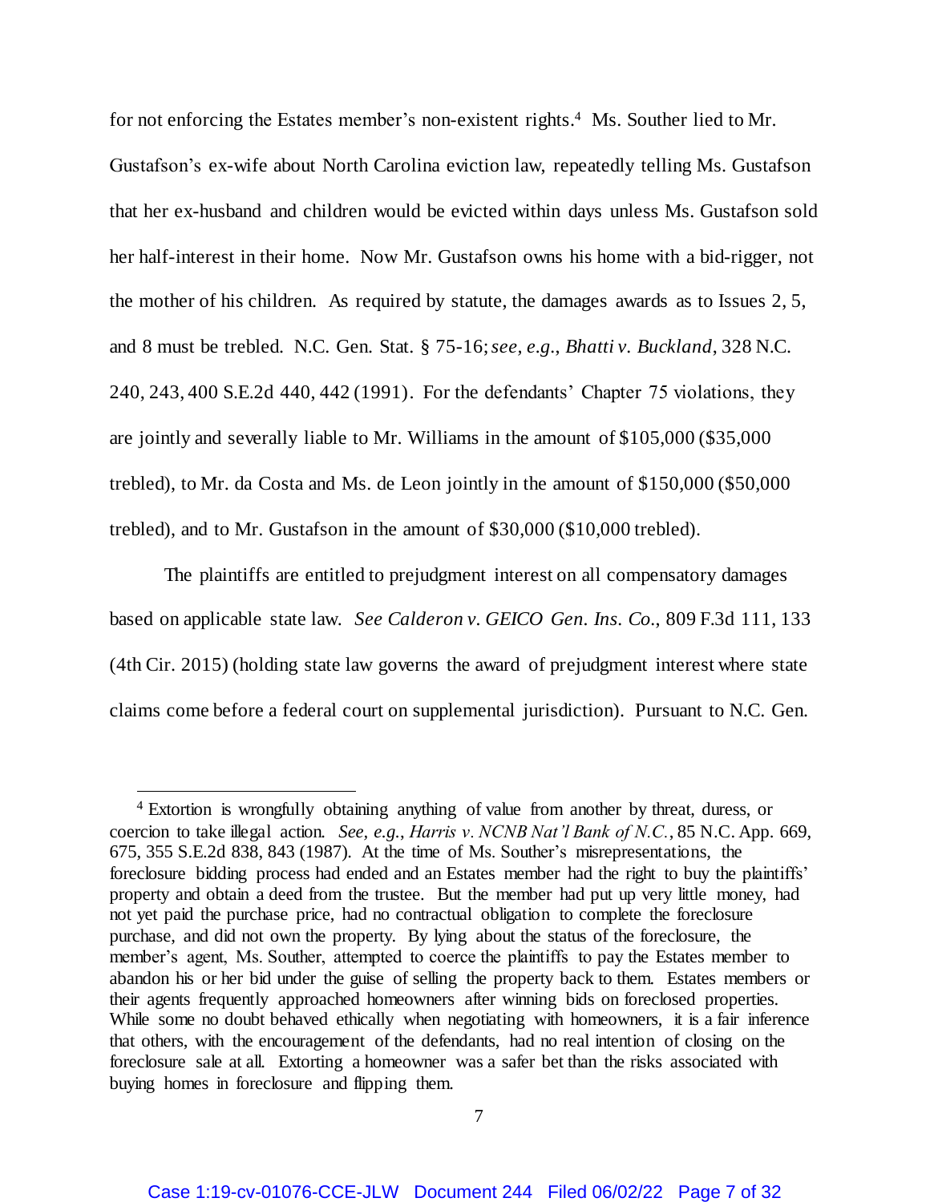for not enforcing the Estates member's non-existent rights.[4] Ms. Souther lied to Mr. Gustafson's ex-wife about North Carolina eviction law, repeatedly telling Ms. Gustafson that her ex-husband and children would be evicted within days unless Ms. Gustafson sold her half-interest in their home. Now Mr. Gustafson owns his home with a bid-rigger, not the mother of his children. As required by statute, the damages awards as to Issues 2, 5, and 8 must be trebled. N.C. Gen. Stat. § 75-16; *see, e.g.*, *Bhatti v. Buckland*, 328 N.C. 240, 243, 400 S.E.2d 440, 442 (1991). For the defendants' Chapter 75 violations, they are jointly and severally liable to Mr. Williams in the amount of $105,000 ($35,000 trebled), to Mr. da Costa and Ms. de Leon jointly in the amount of $150,000 ($50,000 trebled), and to Mr. Gustafson in the amount of $30,000 ($10,000 trebled).

The plaintiffs are entitled to prejudgment interest on all compensatory damages based on applicable state law. *See Calderon v. GEICO Gen. Ins. Co.*, 809 F.3d 111, 133 (4th Cir. 2015) (holding state law governs the award of prejudgment interest where state claims come before a federal court on supplemental jurisdiction). Pursuant to N.C. Gen.

---

[4] Extortion is wrongfully obtaining anything of value from another by threat, duress, or coercion to take illegal action. *See, e.g.*, *Harris v. NCNB Nat'l Bank of N.C.*, 85 N.C. App. 669, 675, 355 S.E.2d 838, 843 (1987). At the time of Ms. Souther's misrepresentations, the foreclosure bidding process had ended and an Estates member had the right to buy the plaintiffs' property and obtain a deed from the trustee. But the member had put up very little money, had not yet paid the purchase price, had no contractual obligation to complete the foreclosure purchase, and did not own the property. By lying about the status of the foreclosure, the member's agent, Ms. Souther, attempted to coerce the plaintiffs to pay the Estates member to abandon his or her bid under the guise of selling the property back to them. Estates members or their agents frequently approached homeowners after winning bids on foreclosed properties. While some no doubt behaved ethically when negotiating with homeowners, it is a fair inference that others, with the encouragement of the defendants, had no real intention of closing on the foreclosure sale at all. Extorting a homeowner was a safer bet than the risks associated with buying homes in foreclosure and flipping them.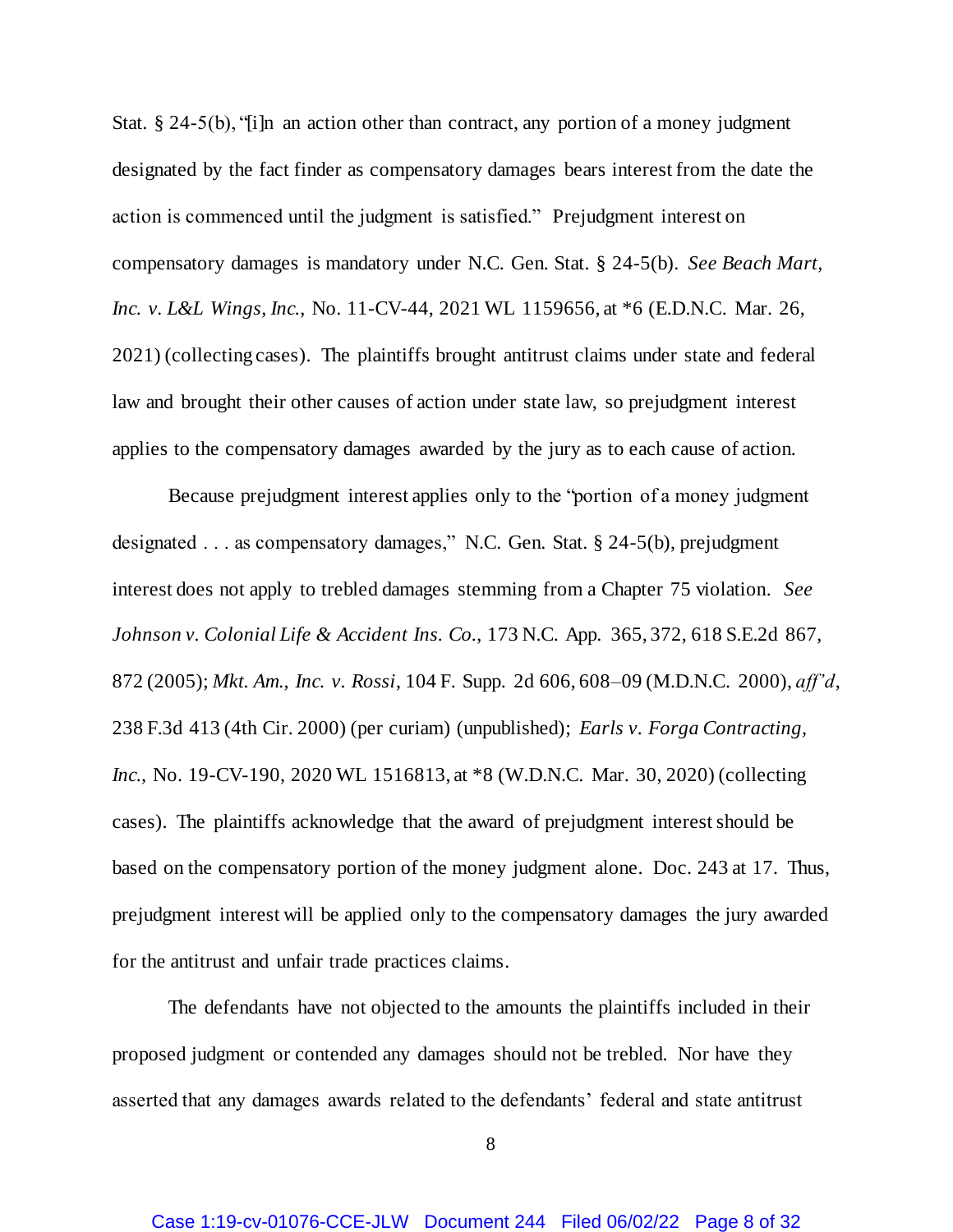Stat. § 24-5(b), "[i]n an action other than contract, any portion of a money judgment designated by the fact finder as compensatory damages bears interest from the date the action is commenced until the judgment is satisfied." Prejudgment interest on compensatory damages is mandatory under N.C. Gen. Stat. § 24-5(b). *See Beach Mart, Inc. v. L&L Wings, Inc.*, No. 11-CV-44, 2021 WL 1159656, at *6 (E.D.N.C. Mar. 26, 2021) (collecting cases). The plaintiffs brought antitrust claims under state and federal law and brought their other causes of action under state law, so prejudgment interest applies to the compensatory damages awarded by the jury as to each cause of action.

Because prejudgment interest applies only to the "portion of a money judgment designated . . . as compensatory damages," N.C. Gen. Stat. § 24-5(b), prejudgment interest does not apply to trebled damages stemming from a Chapter 75 violation. *See Johnson v. Colonial Life & Accident Ins. Co.*, 173 N.C. App. 365, 372, 618 S.E.2d 867, 872 (2005); *Mkt. Am., Inc. v. Rossi*, 104 F. Supp. 2d 606, 608–09 (M.D.N.C. 2000), *aff'd*, 238 F.3d 413 (4th Cir. 2000) (per curiam) (unpublished); *Earls v. Forga Contracting, Inc.*, No. 19-CV-190, 2020 WL 1516813, at *8 (W.D.N.C. Mar. 30, 2020) (collecting cases). The plaintiffs acknowledge that the award of prejudgment interest should be based on the compensatory portion of the money judgment alone. Doc. 243 at 17. Thus, prejudgment interest will be applied only to the compensatory damages the jury awarded for the antitrust and unfair trade practices claims.

The defendants have not objected to the amounts the plaintiffs included in their proposed judgment or contended any damages should not be trebled. Nor have they asserted that any damages awards related to the defendants' federal and state antitrust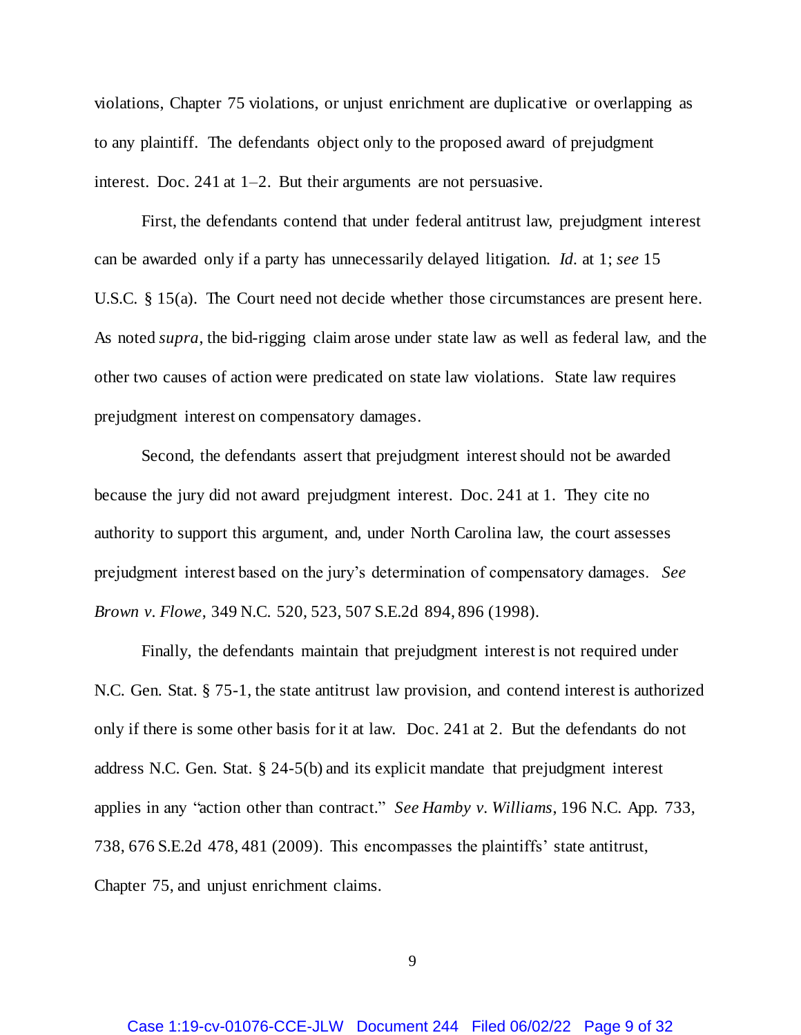violations, Chapter 75 violations, or unjust enrichment are duplicative or overlapping as to any plaintiff. The defendants object only to the proposed award of prejudgment interest. Doc. 241 at 1–2. But their arguments are not persuasive.

First, the defendants contend that under federal antitrust law, prejudgment interest can be awarded only if a party has unnecessarily delayed litigation. *Id.* at 1; *see* 15 U.S.C. § 15(a). The Court need not decide whether those circumstances are present here. As noted *supra*, the bid-rigging claim arose under state law as well as federal law, and the other two causes of action were predicated on state law violations. State law requires prejudgment interest on compensatory damages.

Second, the defendants assert that prejudgment interest should not be awarded because the jury did not award prejudgment interest. Doc. 241 at 1. They cite no authority to support this argument, and, under North Carolina law, the court assesses prejudgment interest based on the jury's determination of compensatory damages. *See Brown v. Flowe*, 349 N.C. 520, 523, 507 S.E.2d 894, 896 (1998).

Finally, the defendants maintain that prejudgment interest is not required under N.C. Gen. Stat. § 75-1, the state antitrust law provision, and contend interest is authorized only if there is some other basis for it at law. Doc. 241 at 2. But the defendants do not address N.C. Gen. Stat. § 24-5(b) and its explicit mandate that prejudgment interest applies in any "action other than contract." *See Hamby v. Williams*, 196 N.C. App. 733, 738, 676 S.E.2d 478, 481 (2009). This encompasses the plaintiffs' state antitrust, Chapter 75, and unjust enrichment claims.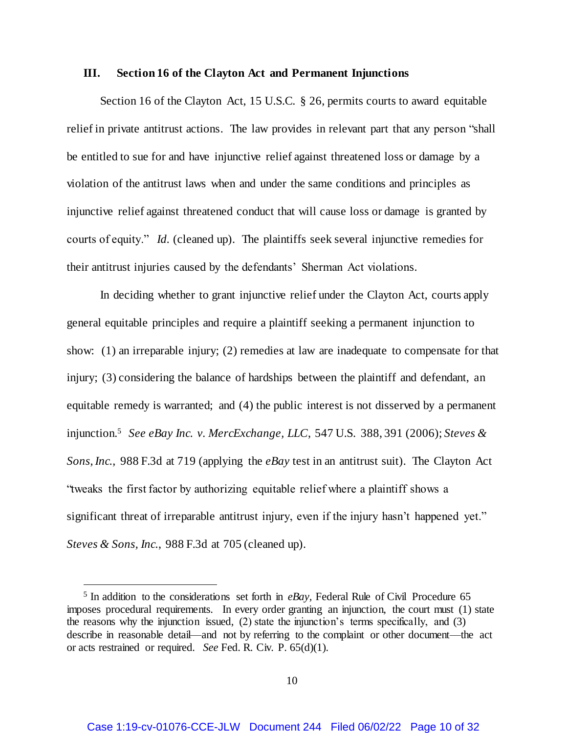## III. Section 16 of the Clayton Act and Permanent Injunctions

Section 16 of the Clayton Act, 15 U.S.C. § 26, permits courts to award equitable relief in private antitrust actions. The law provides in relevant part that any person "shall be entitled to sue for and have injunctive relief against threatened loss or damage by a violation of the antitrust laws when and under the same conditions and principles as injunctive relief against threatened conduct that will cause loss or damage is granted by courts of equity." *Id.* (cleaned up). The plaintiffs seek several injunctive remedies for their antitrust injuries caused by the defendants' Sherman Act violations.

In deciding whether to grant injunctive relief under the Clayton Act, courts apply general equitable principles and require a plaintiff seeking a permanent injunction to show: (1) an irreparable injury; (2) remedies at law are inadequate to compensate for that injury; (3) considering the balance of hardships between the plaintiff and defendant, an equitable remedy is warranted; and (4) the public interest is not disserved by a permanent injunction.[5] *See eBay Inc. v. MercExchange, LLC*, 547 U.S. 388, 391 (2006); *Steves & Sons, Inc.*, 988 F.3d at 719 (applying the *eBay* test in an antitrust suit). The Clayton Act "tweaks the first factor by authorizing equitable relief where a plaintiff shows a significant threat of irreparable antitrust injury, even if the injury hasn't happened yet." *Steves & Sons, Inc.*, 988 F.3d at 705 (cleaned up).

---

[5] In addition to the considerations set forth in *eBay*, Federal Rule of Civil Procedure 65 imposes procedural requirements. In every order granting an injunction, the court must (1) state the reasons why the injunction issued, (2) state the injunction's terms specifically, and (3) describe in reasonable detail—and not by referring to the complaint or other document—the act or acts restrained or required. *See* Fed. R. Civ. P. 65(d)(1).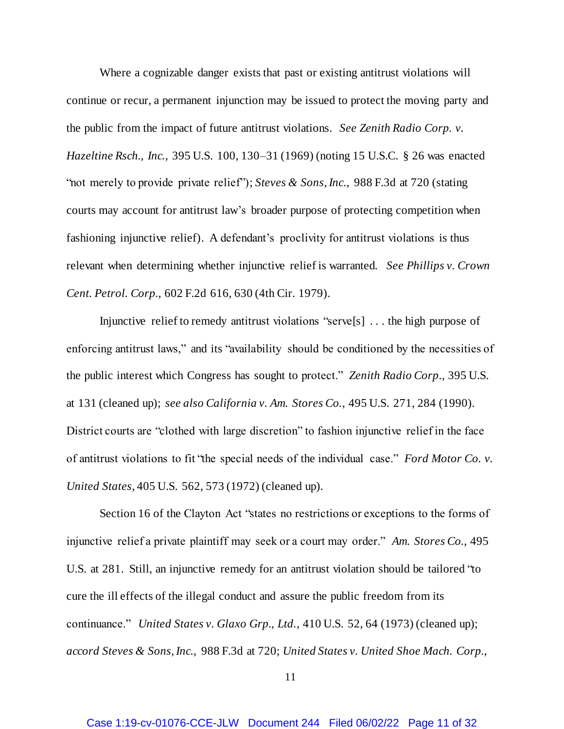Where a cognizable danger exists that past or existing antitrust violations will continue or recur, a permanent injunction may be issued to protect the moving party and the public from the impact of future antitrust violations. *See Zenith Radio Corp. v. Hazeltine Rsch., Inc.*, 395 U.S. 100, 130–31 (1969) (noting 15 U.S.C. § 26 was enacted "not merely to provide private relief"); *Steves & Sons, Inc.*, 988 F.3d at 720 (stating courts may account for antitrust law's broader purpose of protecting competition when fashioning injunctive relief). A defendant's proclivity for antitrust violations is thus relevant when determining whether injunctive relief is warranted. *See Phillips v. Crown Cent. Petrol. Corp.*, 602 F.2d 616, 630 (4th Cir. 1979).

Injunctive relief to remedy antitrust violations "serve[s] . . . the high purpose of enforcing antitrust laws," and its "availability should be conditioned by the necessities of the public interest which Congress has sought to protect." *Zenith Radio Corp.*, 395 U.S. at 131 (cleaned up); *see also California v. Am. Stores Co.*, 495 U.S. 271, 284 (1990). District courts are "clothed with large discretion" to fashion injunctive relief in the face of antitrust violations to fit "the special needs of the individual case." *Ford Motor Co. v. United States*, 405 U.S. 562, 573 (1972) (cleaned up).

Section 16 of the Clayton Act "states no restrictions or exceptions to the forms of injunctive relief a private plaintiff may seek or a court may order." *Am. Stores Co.*, 495 U.S. at 281. Still, an injunctive remedy for an antitrust violation should be tailored "to cure the ill effects of the illegal conduct and assure the public freedom from its continuance." *United States v. Glaxo Grp., Ltd.*, 410 U.S. 52, 64 (1973) (cleaned up); *accord Steves & Sons, Inc.*, 988 F.3d at 720; *United States v. United Shoe Mach. Corp.*,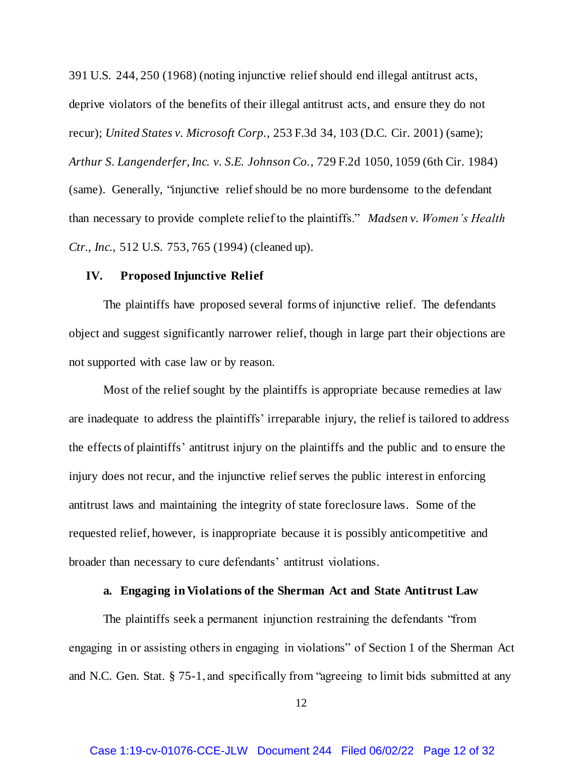391 U.S. 244, 250 (1968) (noting injunctive relief should end illegal antitrust acts, deprive violators of the benefits of their illegal antitrust acts, and ensure they do not recur); *United States v. Microsoft Corp.*, 253 F.3d 34, 103 (D.C. Cir. 2001) (same); *Arthur S. Langenderfer, Inc. v. S.E. Johnson Co.*, 729 F.2d 1050, 1059 (6th Cir. 1984) (same). Generally, "injunctive relief should be no more burdensome to the defendant than necessary to provide complete relief to the plaintiffs." *Madsen v. Women's Health Ctr., Inc.*, 512 U.S. 753, 765 (1994) (cleaned up).

## IV. Proposed Injunctive Relief

The plaintiffs have proposed several forms of injunctive relief. The defendants object and suggest significantly narrower relief, though in large part their objections are not supported with case law or by reason.

Most of the relief sought by the plaintiffs is appropriate because remedies at law are inadequate to address the plaintiffs' irreparable injury, the relief is tailored to address the effects of plaintiffs' antitrust injury on the plaintiffs and the public and to ensure the injury does not recur, and the injunctive relief serves the public interest in enforcing antitrust laws and maintaining the integrity of state foreclosure laws. Some of the requested relief, however, is inappropriate because it is possibly anticompetitive and broader than necessary to cure defendants' antitrust violations.

### a. Engaging in Violations of the Sherman Act and State Antitrust Law

The plaintiffs seek a permanent injunction restraining the defendants "from engaging in or assisting others in engaging in violations" of Section 1 of the Sherman Act and N.C. Gen. Stat. § 75-1, and specifically from "agreeing to limit bids submitted at any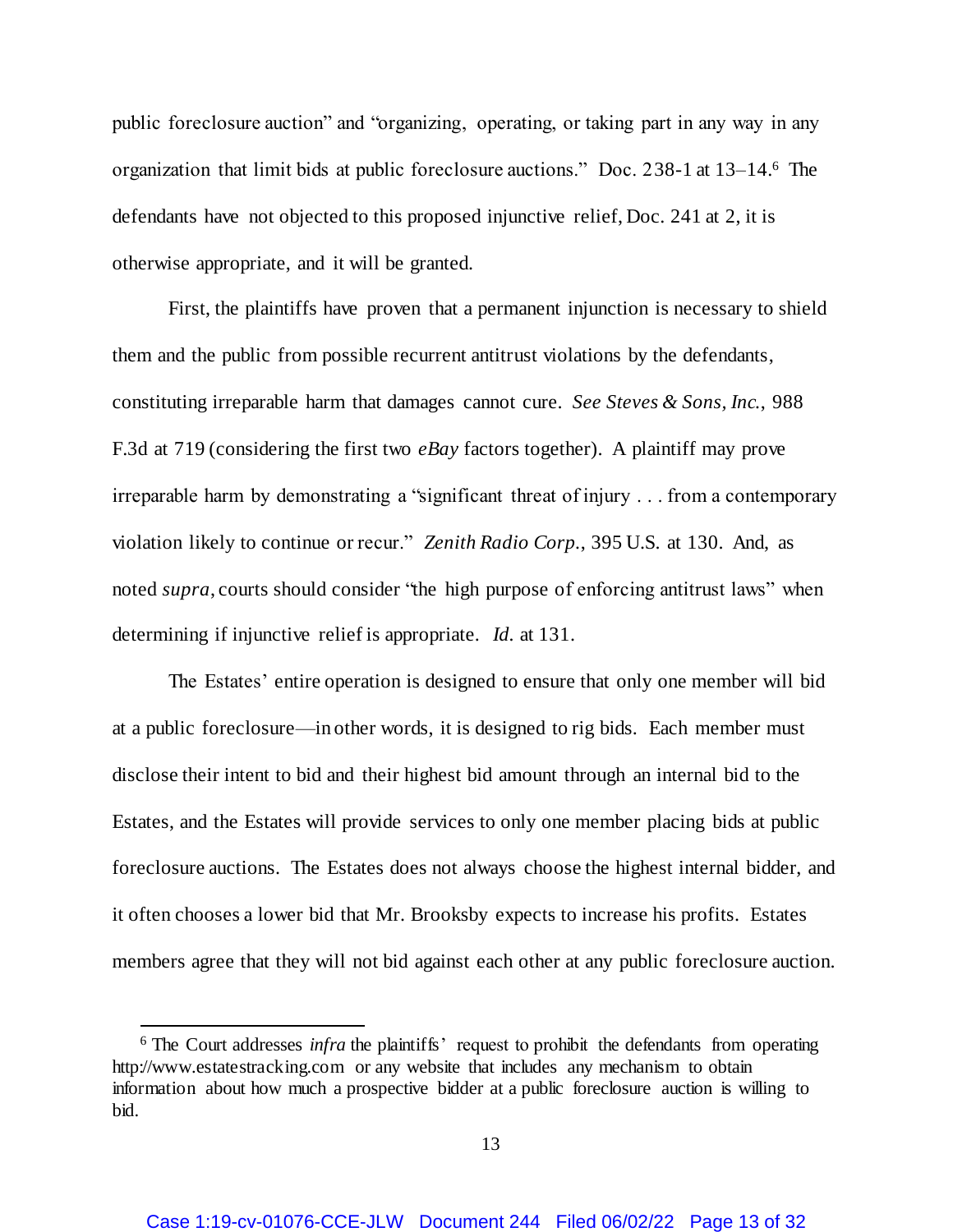public foreclosure auction" and "organizing, operating, or taking part in any way in any organization that limit bids at public foreclosure auctions." Doc. 238-1 at 13–14.[6] The defendants have not objected to this proposed injunctive relief, Doc. 241 at 2, it is otherwise appropriate, and it will be granted.

First, the plaintiffs have proven that a permanent injunction is necessary to shield them and the public from possible recurrent antitrust violations by the defendants, constituting irreparable harm that damages cannot cure. *See Steves & Sons, Inc.*, 988 F.3d at 719 (considering the first two *eBay* factors together). A plaintiff may prove irreparable harm by demonstrating a "significant threat of injury . . . from a contemporary violation likely to continue or recur." *Zenith Radio Corp.*, 395 U.S. at 130. And, as noted *supra*, courts should consider "the high purpose of enforcing antitrust laws" when determining if injunctive relief is appropriate. *Id.* at 131.

The Estates' entire operation is designed to ensure that only one member will bid at a public foreclosure—in other words, it is designed to rig bids. Each member must disclose their intent to bid and their highest bid amount through an internal bid to the Estates, and the Estates will provide services to only one member placing bids at public foreclosure auctions. The Estates does not always choose the highest internal bidder, and it often chooses a lower bid that Mr. Brooksby expects to increase his profits. Estates members agree that they will not bid against each other at any public foreclosure auction.

[6] The Court addresses *infra* the plaintiffs' request to prohibit the defendants from operating http://www.estatestracking.com or any website that includes any mechanism to obtain information about how much a prospective bidder at a public foreclosure auction is willing to bid.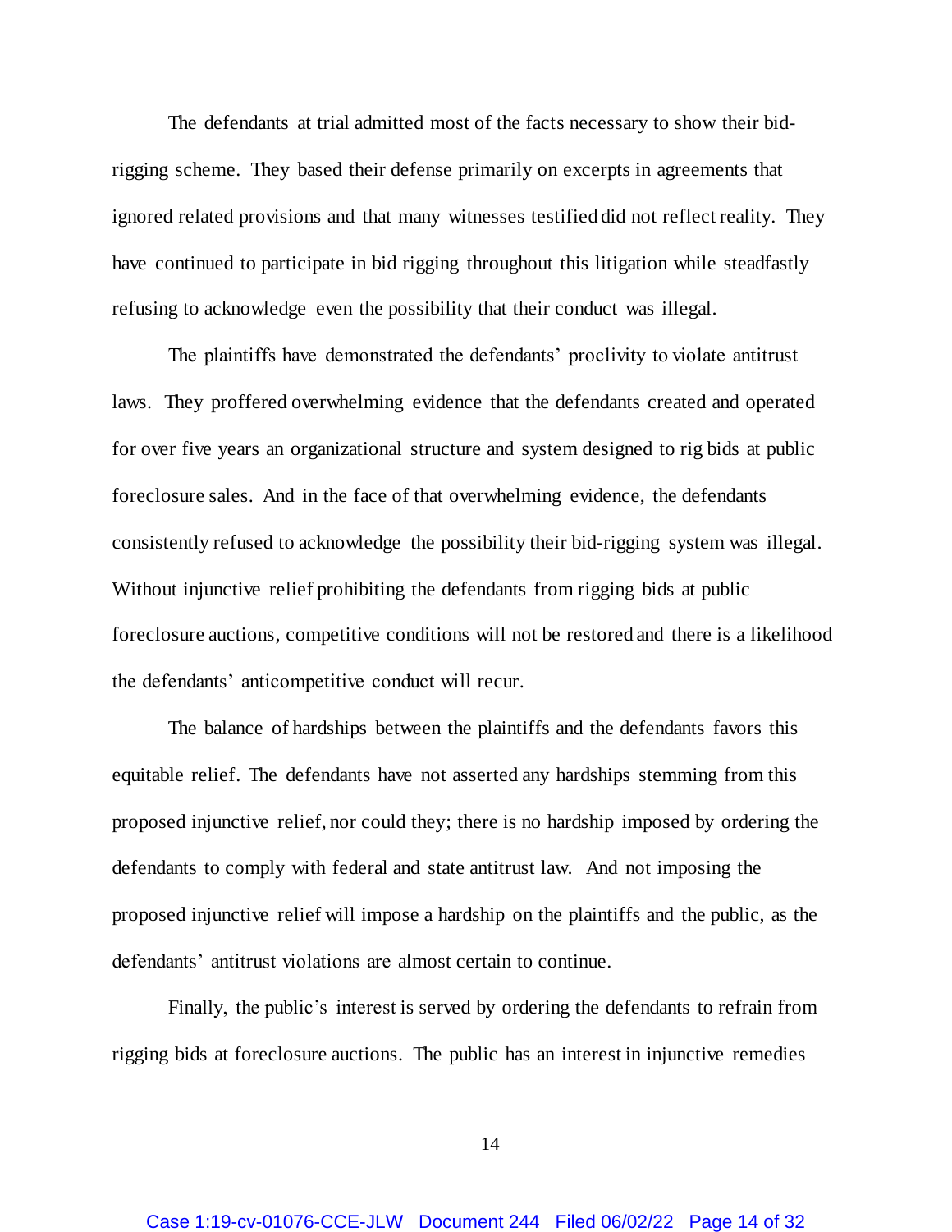The defendants at trial admitted most of the facts necessary to show their bid-rigging scheme. They based their defense primarily on excerpts in agreements that ignored related provisions and that many witnesses testified did not reflect reality. They have continued to participate in bid rigging throughout this litigation while steadfastly refusing to acknowledge even the possibility that their conduct was illegal.

The plaintiffs have demonstrated the defendants' proclivity to violate antitrust laws. They proffered overwhelming evidence that the defendants created and operated for over five years an organizational structure and system designed to rig bids at public foreclosure sales. And in the face of that overwhelming evidence, the defendants consistently refused to acknowledge the possibility their bid-rigging system was illegal. Without injunctive relief prohibiting the defendants from rigging bids at public foreclosure auctions, competitive conditions will not be restored and there is a likelihood the defendants' anticompetitive conduct will recur.

The balance of hardships between the plaintiffs and the defendants favors this equitable relief. The defendants have not asserted any hardships stemming from this proposed injunctive relief, nor could they; there is no hardship imposed by ordering the defendants to comply with federal and state antitrust law. And not imposing the proposed injunctive relief will impose a hardship on the plaintiffs and the public, as the defendants' antitrust violations are almost certain to continue.

Finally, the public's interest is served by ordering the defendants to refrain from rigging bids at foreclosure auctions. The public has an interest in injunctive remedies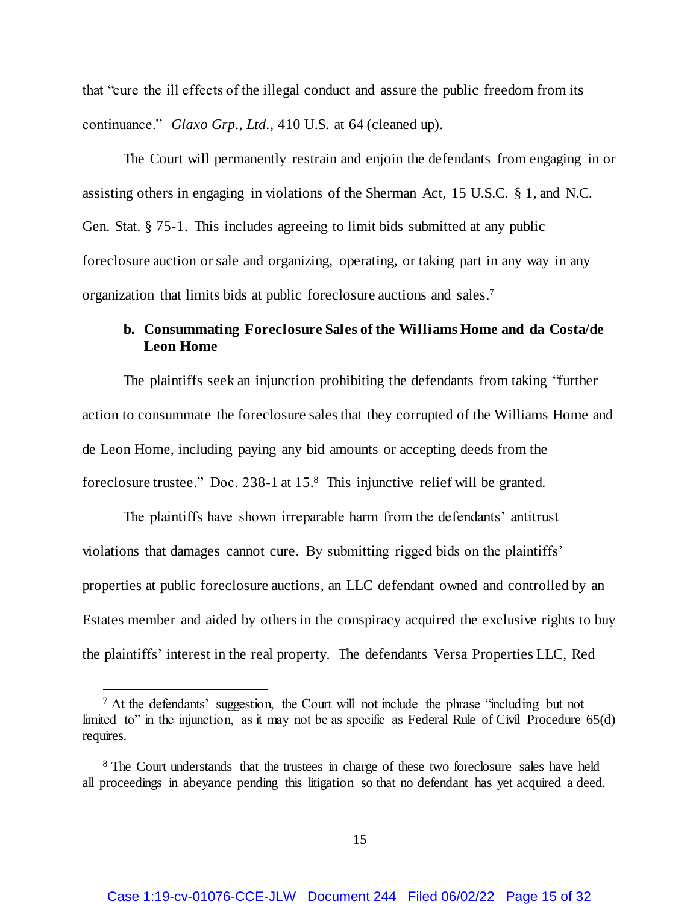that "cure the ill effects of the illegal conduct and assure the public freedom from its continuance." *Glaxo Grp., Ltd.*, 410 U.S. at 64 (cleaned up).

The Court will permanently restrain and enjoin the defendants from engaging in or assisting others in engaging in violations of the Sherman Act, 15 U.S.C. § 1, and N.C. Gen. Stat. § 75-1. This includes agreeing to limit bids submitted at any public foreclosure auction or sale and organizing, operating, or taking part in any way in any organization that limits bids at public foreclosure auctions and sales.[7]

**b. Consummating Foreclosure Sales of the Williams Home and da Costa/de Leon Home**

The plaintiffs seek an injunction prohibiting the defendants from taking "further action to consummate the foreclosure sales that they corrupted of the Williams Home and de Leon Home, including paying any bid amounts or accepting deeds from the foreclosure trustee." Doc. 238-1 at 15.[8] This injunctive relief will be granted.

The plaintiffs have shown irreparable harm from the defendants' antitrust violations that damages cannot cure. By submitting rigged bids on the plaintiffs' properties at public foreclosure auctions, an LLC defendant owned and controlled by an Estates member and aided by others in the conspiracy acquired the exclusive rights to buy the plaintiffs' interest in the real property. The defendants Versa Properties LLC, Red

---

[7] At the defendants' suggestion, the Court will not include the phrase "including but not limited to" in the injunction, as it may not be as specific as Federal Rule of Civil Procedure 65(d) requires.

[8] The Court understands that the trustees in charge of these two foreclosure sales have held all proceedings in abeyance pending this litigation so that no defendant has yet acquired a deed.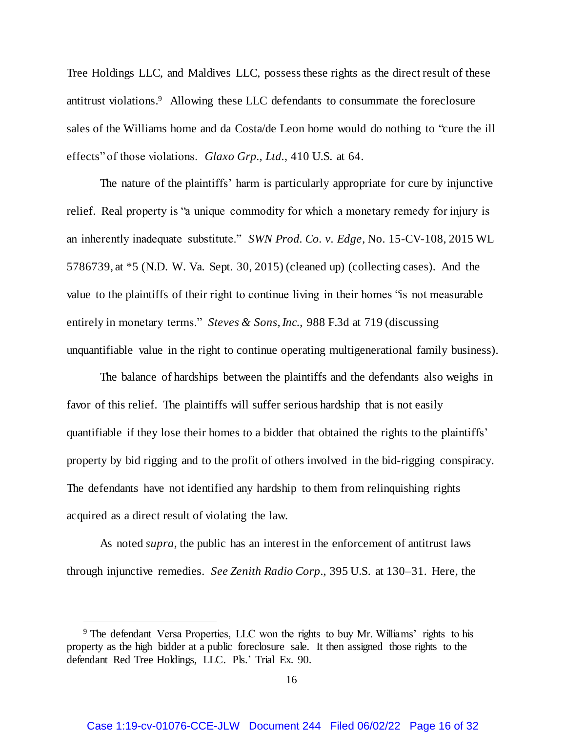Tree Holdings LLC, and Maldives LLC, possess these rights as the direct result of these antitrust violations.[9] Allowing these LLC defendants to consummate the foreclosure sales of the Williams home and da Costa/de Leon home would do nothing to "cure the ill effects" of those violations. *Glaxo Grp., Ltd.*, 410 U.S. at 64.

The nature of the plaintiffs' harm is particularly appropriate for cure by injunctive relief. Real property is "a unique commodity for which a monetary remedy for injury is an inherently inadequate substitute." *SWN Prod. Co. v. Edge*, No. 15-CV-108, 2015 WL 5786739, at *5 (N.D. W. Va. Sept. 30, 2015) (cleaned up) (collecting cases). And the value to the plaintiffs of their right to continue living in their homes "is not measurable entirely in monetary terms." *Steves & Sons, Inc.*, 988 F.3d at 719 (discussing unquantifiable value in the right to continue operating multigenerational family business).

The balance of hardships between the plaintiffs and the defendants also weighs in favor of this relief. The plaintiffs will suffer serious hardship that is not easily quantifiable if they lose their homes to a bidder that obtained the rights to the plaintiffs' property by bid rigging and to the profit of others involved in the bid-rigging conspiracy. The defendants have not identified any hardship to them from relinquishing rights acquired as a direct result of violating the law.

As noted *supra*, the public has an interest in the enforcement of antitrust laws through injunctive remedies. *See Zenith Radio Corp.*, 395 U.S. at 130–31. Here, the

---

[9] The defendant Versa Properties, LLC won the rights to buy Mr. Williams' rights to his property as the high bidder at a public foreclosure sale. It then assigned those rights to the defendant Red Tree Holdings, LLC. Pls.' Trial Ex. 90.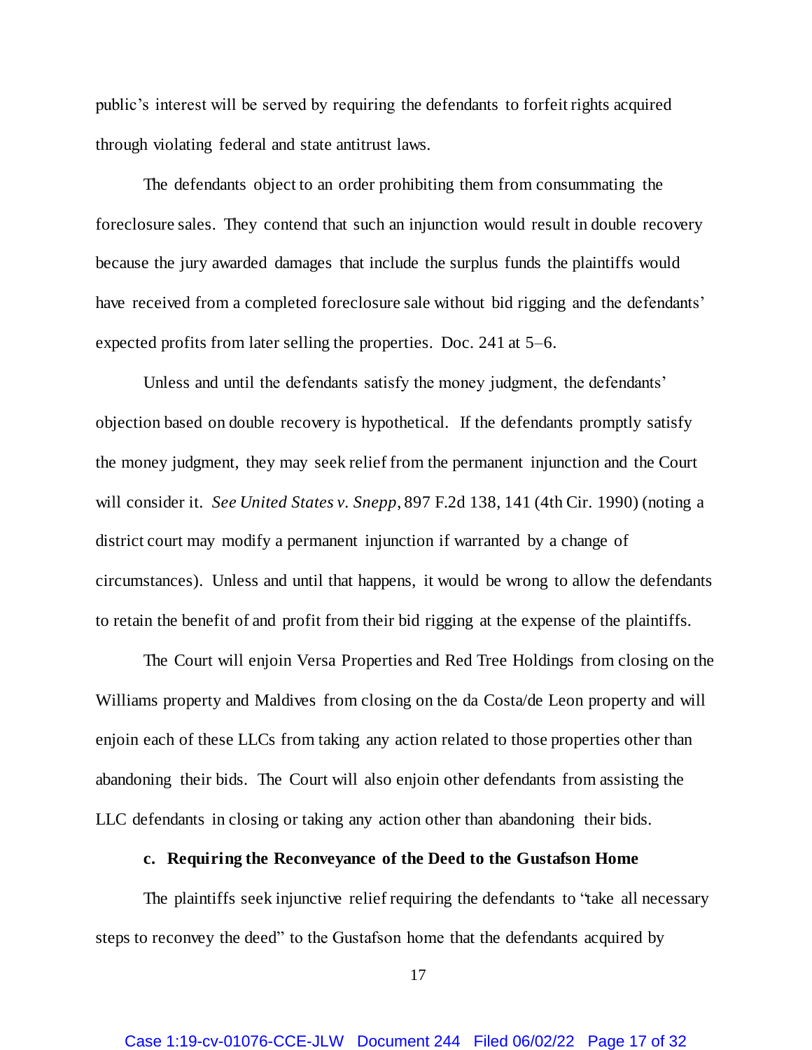public's interest will be served by requiring the defendants to forfeit rights acquired through violating federal and state antitrust laws.

The defendants object to an order prohibiting them from consummating the foreclosure sales. They contend that such an injunction would result in double recovery because the jury awarded damages that include the surplus funds the plaintiffs would have received from a completed foreclosure sale without bid rigging and the defendants' expected profits from later selling the properties. Doc. 241 at 5–6.

Unless and until the defendants satisfy the money judgment, the defendants' objection based on double recovery is hypothetical. If the defendants promptly satisfy the money judgment, they may seek relief from the permanent injunction and the Court will consider it. *See United States v. Snepp*, 897 F.2d 138, 141 (4th Cir. 1990) (noting a district court may modify a permanent injunction if warranted by a change of circumstances). Unless and until that happens, it would be wrong to allow the defendants to retain the benefit of and profit from their bid rigging at the expense of the plaintiffs.

The Court will enjoin Versa Properties and Red Tree Holdings from closing on the Williams property and Maldives from closing on the da Costa/de Leon property and will enjoin each of these LLCs from taking any action related to those properties other than abandoning their bids. The Court will also enjoin other defendants from assisting the LLC defendants in closing or taking any action other than abandoning their bids.

**c. Requiring the Reconveyance of the Deed to the Gustafson Home**

The plaintiffs seek injunctive relief requiring the defendants to "take all necessary steps to reconvey the deed" to the Gustafson home that the defendants acquired by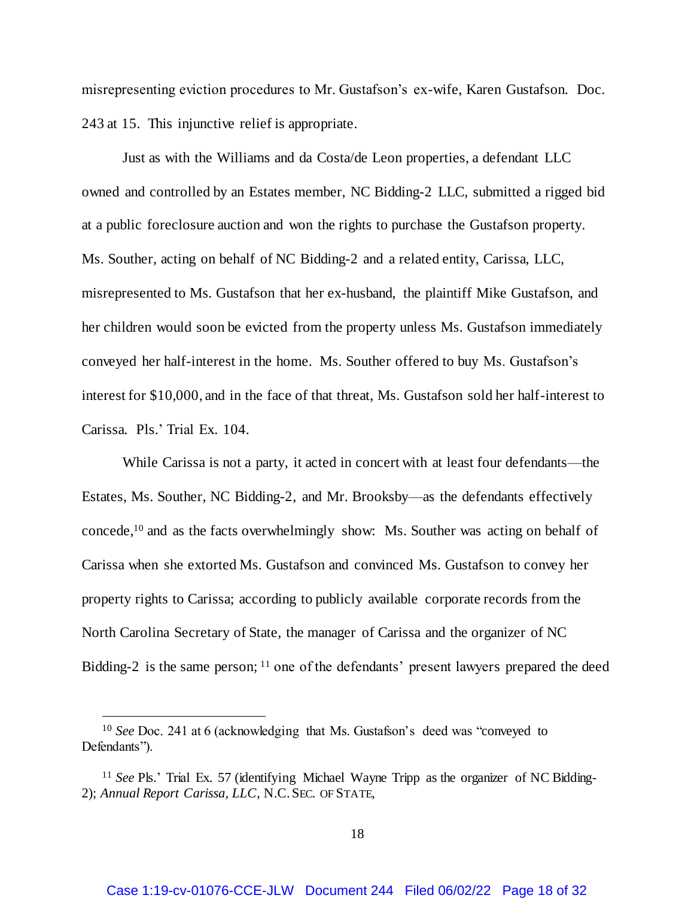misrepresenting eviction procedures to Mr. Gustafson's ex-wife, Karen Gustafson. Doc. 243 at 15. This injunctive relief is appropriate.

Just as with the Williams and da Costa/de Leon properties, a defendant LLC owned and controlled by an Estates member, NC Bidding-2 LLC, submitted a rigged bid at a public foreclosure auction and won the rights to purchase the Gustafson property. Ms. Souther, acting on behalf of NC Bidding-2 and a related entity, Carissa, LLC, misrepresented to Ms. Gustafson that her ex-husband, the plaintiff Mike Gustafson, and her children would soon be evicted from the property unless Ms. Gustafson immediately conveyed her half-interest in the home. Ms. Souther offered to buy Ms. Gustafson's interest for $10,000, and in the face of that threat, Ms. Gustafson sold her half-interest to Carissa. Pls.' Trial Ex. 104.

While Carissa is not a party, it acted in concert with at least four defendants—the Estates, Ms. Souther, NC Bidding-2, and Mr. Brooksby—as the defendants effectively concede,[10] and as the facts overwhelmingly show: Ms. Souther was acting on behalf of Carissa when she extorted Ms. Gustafson and convinced Ms. Gustafson to convey her property rights to Carissa; according to publicly available corporate records from the North Carolina Secretary of State, the manager of Carissa and the organizer of NC Bidding-2 is the same person;[11] one of the defendants' present lawyers prepared the deed

---

[10] *See* Doc. 241 at 6 (acknowledging that Ms. Gustafson's deed was "conveyed to Defendants").

[11] *See* Pls.' Trial Ex. 57 (identifying Michael Wayne Tripp as the organizer of NC Bidding-2); *Annual Report Carissa, LLC*, N.C. SEC. OF STATE,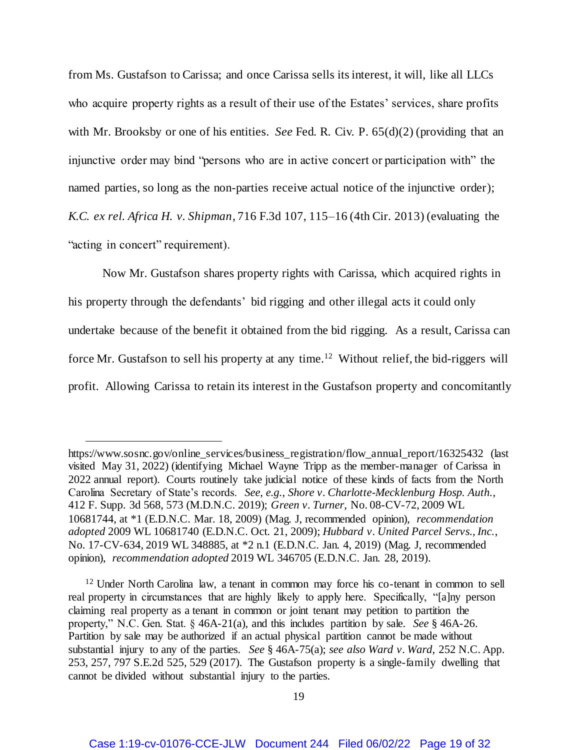from Ms. Gustafson to Carissa; and once Carissa sells its interest, it will, like all LLCs who acquire property rights as a result of their use of the Estates' services, share profits with Mr. Brooksby or one of his entities. *See* Fed. R. Civ. P. 65(d)(2) (providing that an injunctive order may bind "persons who are in active concert or participation with" the named parties, so long as the non-parties receive actual notice of the injunctive order); *K.C. ex rel. Africa H. v. Shipman*, 716 F.3d 107, 115–16 (4th Cir. 2013) (evaluating the "acting in concert" requirement).

Now Mr. Gustafson shares property rights with Carissa, which acquired rights in his property through the defendants' bid rigging and other illegal acts it could only undertake because of the benefit it obtained from the bid rigging. As a result, Carissa can force Mr. Gustafson to sell his property at any time.[12] Without relief, the bid-riggers will profit. Allowing Carissa to retain its interest in the Gustafson property and concomitantly

---

https://www.sosnc.gov/online_services/business_registration/flow_annual_report/16325432 (last visited May 31, 2022) (identifying Michael Wayne Tripp as the member-manager of Carissa in 2022 annual report). Courts routinely take judicial notice of these kinds of facts from the North Carolina Secretary of State's records. *See, e.g.*, *Shore v. Charlotte-Mecklenburg Hosp. Auth.*, 412 F. Supp. 3d 568, 573 (M.D.N.C. 2019); *Green v. Turner*, No. 08-CV-72, 2009 WL 10681744, at *1 (E.D.N.C. Mar. 18, 2009) (Mag. J, recommended opinion), *recommendation adopted* 2009 WL 10681740 (E.D.N.C. Oct. 21, 2009); *Hubbard v. United Parcel Servs., Inc.*, No. 17-CV-634, 2019 WL 348885, at *2 n.1 (E.D.N.C. Jan. 4, 2019) (Mag. J, recommended opinion), *recommendation adopted* 2019 WL 346705 (E.D.N.C. Jan. 28, 2019).

[12] Under North Carolina law, a tenant in common may force his co-tenant in common to sell real property in circumstances that are highly likely to apply here. Specifically, "[a]ny person claiming real property as a tenant in common or joint tenant may petition to partition the property," N.C. Gen. Stat. § 46A-21(a), and this includes partition by sale. *See* § 46A-26. Partition by sale may be authorized if an actual physical partition cannot be made without substantial injury to any of the parties. *See* § 46A-75(a); *see also Ward v. Ward*, 252 N.C. App. 253, 257, 797 S.E.2d 525, 529 (2017). The Gustafson property is a single-family dwelling that cannot be divided without substantial injury to the parties.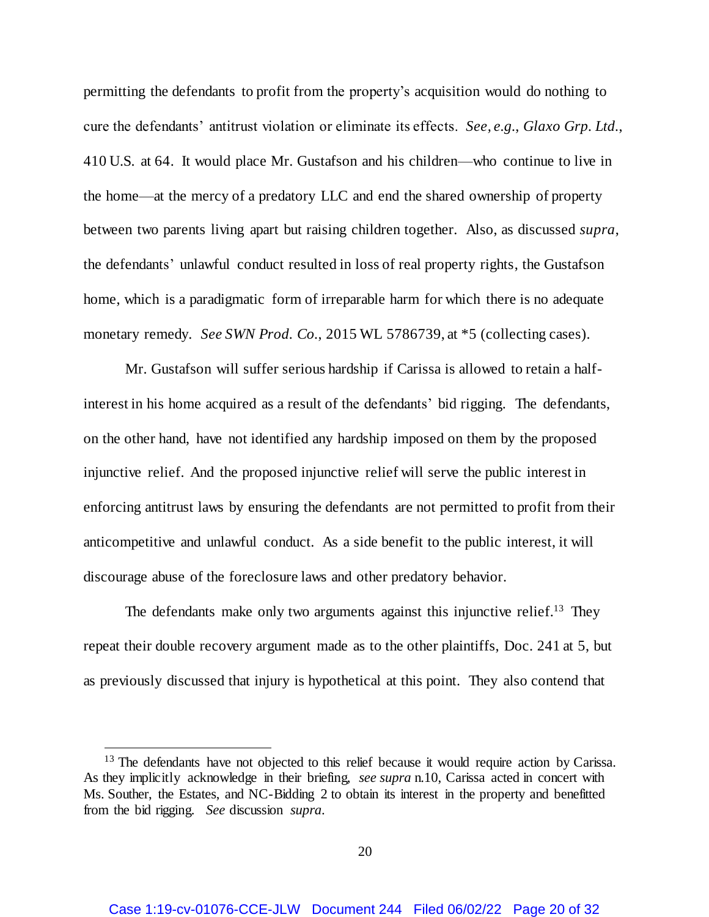permitting the defendants to profit from the property's acquisition would do nothing to cure the defendants' antitrust violation or eliminate its effects. *See, e.g.*, *Glaxo Grp. Ltd.*, 410 U.S. at 64. It would place Mr. Gustafson and his children—who continue to live in the home—at the mercy of a predatory LLC and end the shared ownership of property between two parents living apart but raising children together. Also, as discussed *supra*, the defendants' unlawful conduct resulted in loss of real property rights, the Gustafson home, which is a paradigmatic form of irreparable harm for which there is no adequate monetary remedy. *See SWN Prod. Co.*, 2015 WL 5786739, at *5 (collecting cases).

Mr. Gustafson will suffer serious hardship if Carissa is allowed to retain a half-interest in his home acquired as a result of the defendants' bid rigging. The defendants, on the other hand, have not identified any hardship imposed on them by the proposed injunctive relief. And the proposed injunctive relief will serve the public interest in enforcing antitrust laws by ensuring the defendants are not permitted to profit from their anticompetitive and unlawful conduct. As a side benefit to the public interest, it will discourage abuse of the foreclosure laws and other predatory behavior.

The defendants make only two arguments against this injunctive relief.[13] They repeat their double recovery argument made as to the other plaintiffs, Doc. 241 at 5, but as previously discussed that injury is hypothetical at this point. They also contend that

---

[13] The defendants have not objected to this relief because it would require action by Carissa. As they implicitly acknowledge in their briefing, *see supra* n.10, Carissa acted in concert with Ms. Souther, the Estates, and NC-Bidding 2 to obtain its interest in the property and benefitted from the bid rigging. *See* discussion *supra*.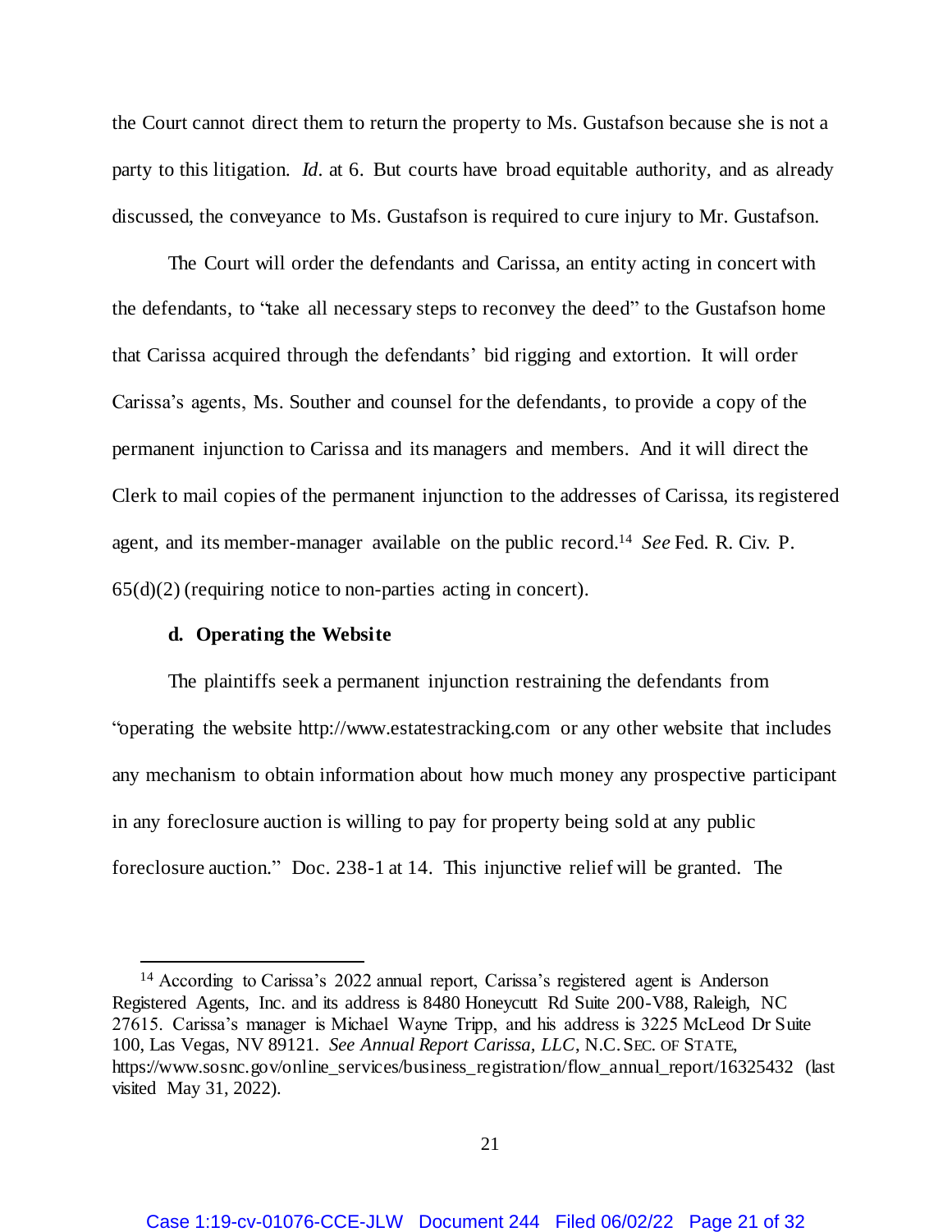the Court cannot direct them to return the property to Ms. Gustafson because she is not a party to this litigation. *Id*. at 6. But courts have broad equitable authority, and as already discussed, the conveyance to Ms. Gustafson is required to cure injury to Mr. Gustafson.

The Court will order the defendants and Carissa, an entity acting in concert with the defendants, to "take all necessary steps to reconvey the deed" to the Gustafson home that Carissa acquired through the defendants' bid rigging and extortion. It will order Carissa's agents, Ms. Souther and counsel for the defendants, to provide a copy of the permanent injunction to Carissa and its managers and members. And it will direct the Clerk to mail copies of the permanent injunction to the addresses of Carissa, its registered agent, and its member-manager available on the public record.[14] *See* Fed. R. Civ. P. 65(d)(2) (requiring notice to non-parties acting in concert).

**d. Operating the Website**

The plaintiffs seek a permanent injunction restraining the defendants from "operating the website http://www.estatestracking.com or any other website that includes any mechanism to obtain information about how much money any prospective participant in any foreclosure auction is willing to pay for property being sold at any public foreclosure auction." Doc. 238-1 at 14. This injunctive relief will be granted. The

---

[14] According to Carissa's 2022 annual report, Carissa's registered agent is Anderson Registered Agents, Inc. and its address is 8480 Honeycutt Rd Suite 200-V88, Raleigh, NC 27615. Carissa's manager is Michael Wayne Tripp, and his address is 3225 McLeod Dr Suite 100, Las Vegas, NV 89121. *See Annual Report Carissa, LLC*, N.C. SEC. OF STATE, https://www.sosnc.gov/online_services/business_registration/flow_annual_report/16325432 (last visited May 31, 2022).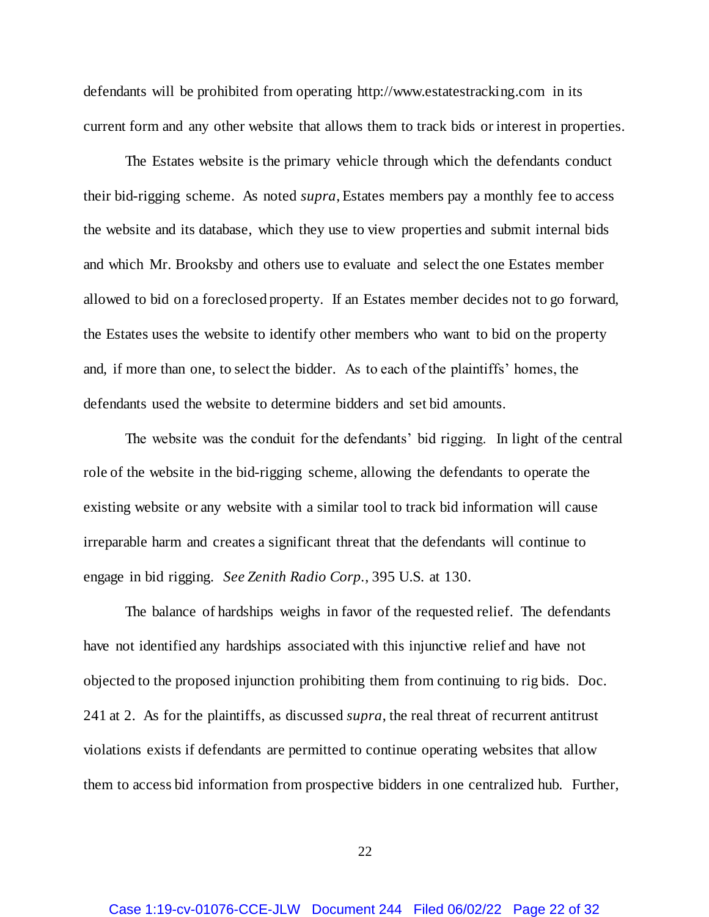defendants will be prohibited from operating http://www.estatestracking.com in its current form and any other website that allows them to track bids or interest in properties.

The Estates website is the primary vehicle through which the defendants conduct their bid-rigging scheme. As noted *supra*, Estates members pay a monthly fee to access the website and its database, which they use to view properties and submit internal bids and which Mr. Brooksby and others use to evaluate and select the one Estates member allowed to bid on a foreclosed property. If an Estates member decides not to go forward, the Estates uses the website to identify other members who want to bid on the property and, if more than one, to select the bidder. As to each of the plaintiffs' homes, the defendants used the website to determine bidders and set bid amounts.

The website was the conduit for the defendants' bid rigging. In light of the central role of the website in the bid-rigging scheme, allowing the defendants to operate the existing website or any website with a similar tool to track bid information will cause irreparable harm and creates a significant threat that the defendants will continue to engage in bid rigging. *See Zenith Radio Corp.*, 395 U.S. at 130.

The balance of hardships weighs in favor of the requested relief. The defendants have not identified any hardships associated with this injunctive relief and have not objected to the proposed injunction prohibiting them from continuing to rig bids. Doc. 241 at 2. As for the plaintiffs, as discussed *supra*, the real threat of recurrent antitrust violations exists if defendants are permitted to continue operating websites that allow them to access bid information from prospective bidders in one centralized hub. Further,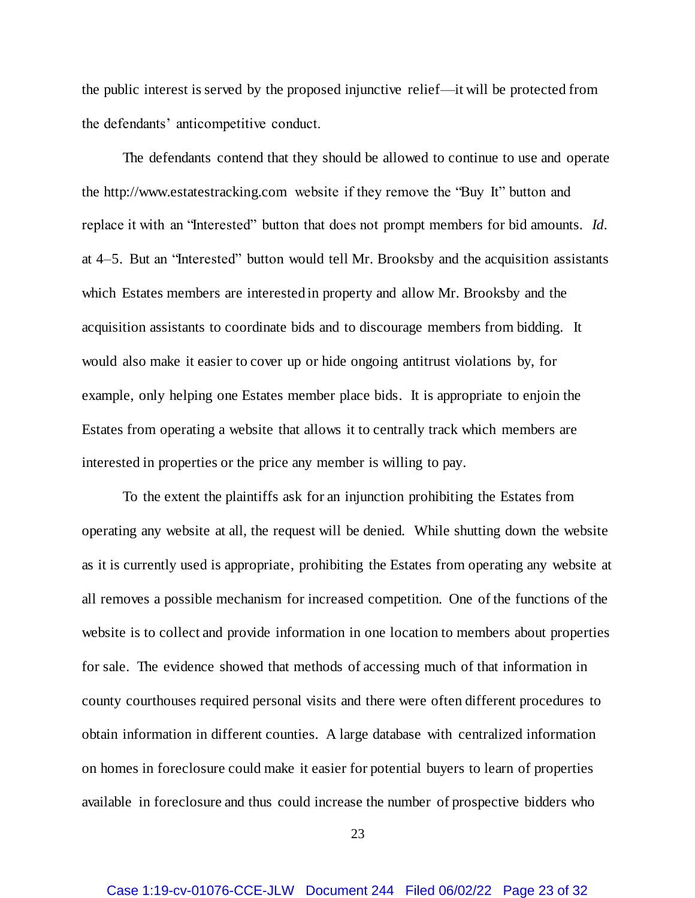the public interest is served by the proposed injunctive relief—it will be protected from the defendants' anticompetitive conduct.

The defendants contend that they should be allowed to continue to use and operate the http://www.estatestracking.com website if they remove the "Buy It" button and replace it with an "Interested" button that does not prompt members for bid amounts. *Id.* at 4–5. But an "Interested" button would tell Mr. Brooksby and the acquisition assistants which Estates members are interested in property and allow Mr. Brooksby and the acquisition assistants to coordinate bids and to discourage members from bidding. It would also make it easier to cover up or hide ongoing antitrust violations by, for example, only helping one Estates member place bids. It is appropriate to enjoin the Estates from operating a website that allows it to centrally track which members are interested in properties or the price any member is willing to pay.

To the extent the plaintiffs ask for an injunction prohibiting the Estates from operating any website at all, the request will be denied. While shutting down the website as it is currently used is appropriate, prohibiting the Estates from operating any website at all removes a possible mechanism for increased competition. One of the functions of the website is to collect and provide information in one location to members about properties for sale. The evidence showed that methods of accessing much of that information in county courthouses required personal visits and there were often different procedures to obtain information in different counties. A large database with centralized information on homes in foreclosure could make it easier for potential buyers to learn of properties available in foreclosure and thus could increase the number of prospective bidders who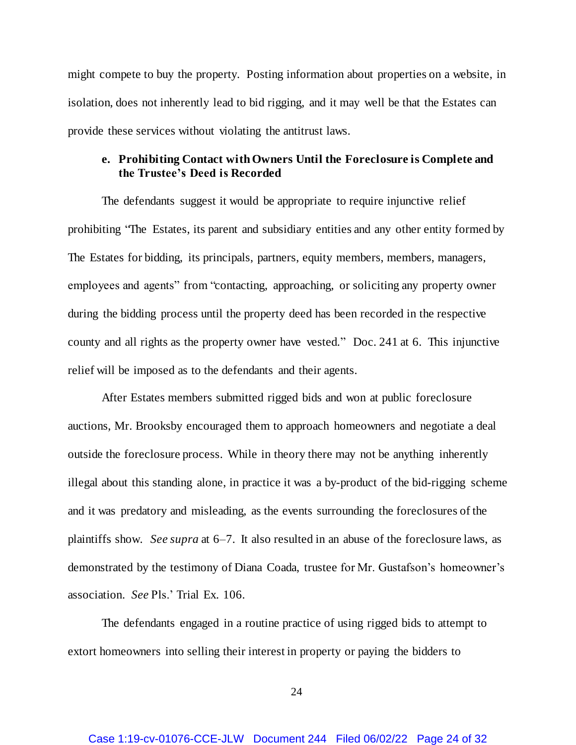might compete to buy the property. Posting information about properties on a website, in isolation, does not inherently lead to bid rigging, and it may well be that the Estates can provide these services without violating the antitrust laws.

**e. Prohibiting Contact with Owners Until the Foreclosure is Complete and the Trustee's Deed is Recorded**

The defendants suggest it would be appropriate to require injunctive relief prohibiting "The Estates, its parent and subsidiary entities and any other entity formed by The Estates for bidding, its principals, partners, equity members, members, managers, employees and agents" from "contacting, approaching, or soliciting any property owner during the bidding process until the property deed has been recorded in the respective county and all rights as the property owner have vested." Doc. 241 at 6. This injunctive relief will be imposed as to the defendants and their agents.

After Estates members submitted rigged bids and won at public foreclosure auctions, Mr. Brooksby encouraged them to approach homeowners and negotiate a deal outside the foreclosure process. While in theory there may not be anything inherently illegal about this standing alone, in practice it was a by-product of the bid-rigging scheme and it was predatory and misleading, as the events surrounding the foreclosures of the plaintiffs show. *See supra* at 6–7. It also resulted in an abuse of the foreclosure laws, as demonstrated by the testimony of Diana Coada, trustee for Mr. Gustafson's homeowner's association. *See* Pls.' Trial Ex. 106.

The defendants engaged in a routine practice of using rigged bids to attempt to extort homeowners into selling their interest in property or paying the bidders to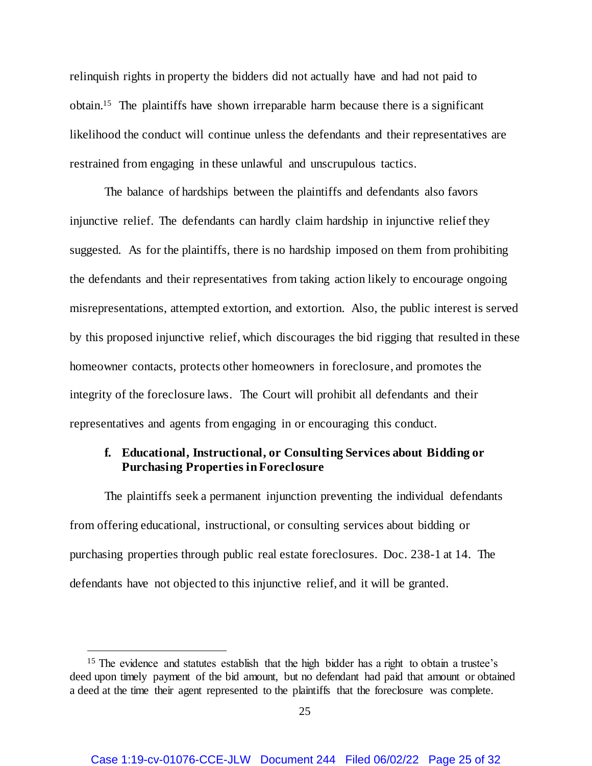relinquish rights in property the bidders did not actually have and had not paid to obtain.[15] The plaintiffs have shown irreparable harm because there is a significant likelihood the conduct will continue unless the defendants and their representatives are restrained from engaging in these unlawful and unscrupulous tactics.

The balance of hardships between the plaintiffs and defendants also favors injunctive relief. The defendants can hardly claim hardship in injunctive relief they suggested. As for the plaintiffs, there is no hardship imposed on them from prohibiting the defendants and their representatives from taking action likely to encourage ongoing misrepresentations, attempted extortion, and extortion. Also, the public interest is served by this proposed injunctive relief, which discourages the bid rigging that resulted in these homeowner contacts, protects other homeowners in foreclosure, and promotes the integrity of the foreclosure laws. The Court will prohibit all defendants and their representatives and agents from engaging in or encouraging this conduct.

**f. Educational, Instructional, or Consulting Services about Bidding or Purchasing Properties in Foreclosure**

The plaintiffs seek a permanent injunction preventing the individual defendants from offering educational, instructional, or consulting services about bidding or purchasing properties through public real estate foreclosures. Doc. 238-1 at 14. The defendants have not objected to this injunctive relief, and it will be granted.

---

[15] The evidence and statutes establish that the high bidder has a right to obtain a trustee's deed upon timely payment of the bid amount, but no defendant had paid that amount or obtained a deed at the time their agent represented to the plaintiffs that the foreclosure was complete.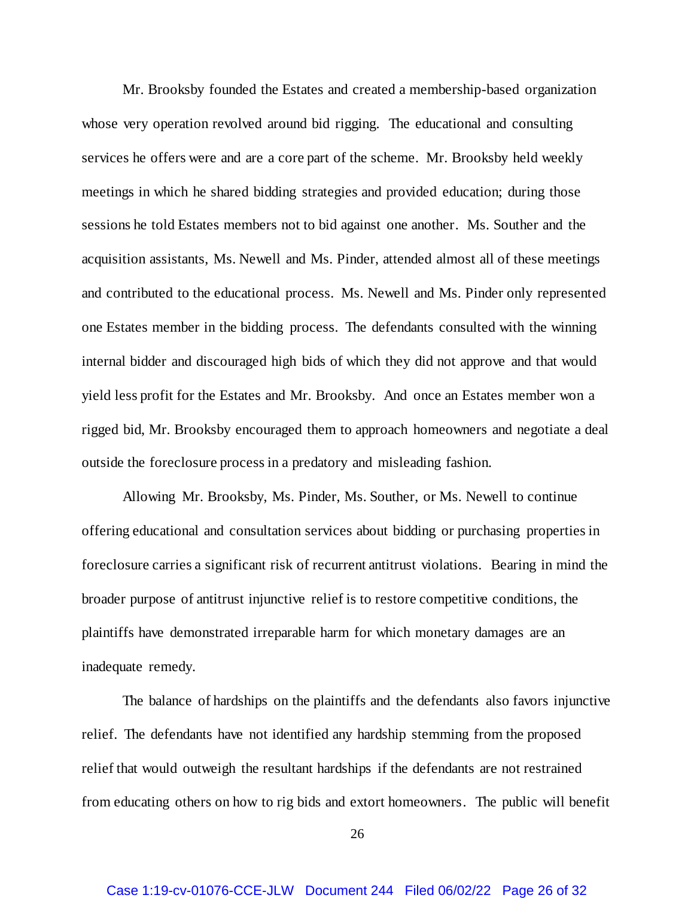Mr. Brooksby founded the Estates and created a membership-based organization whose very operation revolved around bid rigging. The educational and consulting services he offers were and are a core part of the scheme. Mr. Brooksby held weekly meetings in which he shared bidding strategies and provided education; during those sessions he told Estates members not to bid against one another. Ms. Souther and the acquisition assistants, Ms. Newell and Ms. Pinder, attended almost all of these meetings and contributed to the educational process. Ms. Newell and Ms. Pinder only represented one Estates member in the bidding process. The defendants consulted with the winning internal bidder and discouraged high bids of which they did not approve and that would yield less profit for the Estates and Mr. Brooksby. And once an Estates member won a rigged bid, Mr. Brooksby encouraged them to approach homeowners and negotiate a deal outside the foreclosure process in a predatory and misleading fashion.

Allowing Mr. Brooksby, Ms. Pinder, Ms. Souther, or Ms. Newell to continue offering educational and consultation services about bidding or purchasing properties in foreclosure carries a significant risk of recurrent antitrust violations. Bearing in mind the broader purpose of antitrust injunctive relief is to restore competitive conditions, the plaintiffs have demonstrated irreparable harm for which monetary damages are an inadequate remedy.

The balance of hardships on the plaintiffs and the defendants also favors injunctive relief. The defendants have not identified any hardship stemming from the proposed relief that would outweigh the resultant hardships if the defendants are not restrained from educating others on how to rig bids and extort homeowners. The public will benefit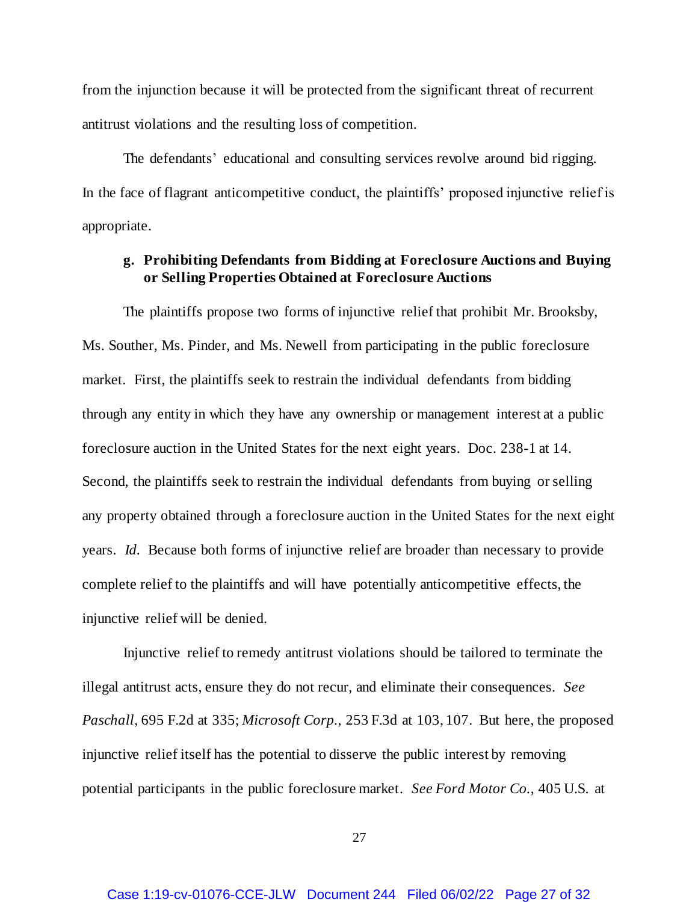from the injunction because it will be protected from the significant threat of recurrent antitrust violations and the resulting loss of competition.

The defendants' educational and consulting services revolve around bid rigging. In the face of flagrant anticompetitive conduct, the plaintiffs' proposed injunctive relief is appropriate.

**g. Prohibiting Defendants from Bidding at Foreclosure Auctions and Buying or Selling Properties Obtained at Foreclosure Auctions**

The plaintiffs propose two forms of injunctive relief that prohibit Mr. Brooksby, Ms. Souther, Ms. Pinder, and Ms. Newell from participating in the public foreclosure market. First, the plaintiffs seek to restrain the individual defendants from bidding through any entity in which they have any ownership or management interest at a public foreclosure auction in the United States for the next eight years. Doc. 238-1 at 14. Second, the plaintiffs seek to restrain the individual defendants from buying or selling any property obtained through a foreclosure auction in the United States for the next eight years. *Id.* Because both forms of injunctive relief are broader than necessary to provide complete relief to the plaintiffs and will have potentially anticompetitive effects, the injunctive relief will be denied.

Injunctive relief to remedy antitrust violations should be tailored to terminate the illegal antitrust acts, ensure they do not recur, and eliminate their consequences. *See Paschall*, 695 F.2d at 335; *Microsoft Corp.*, 253 F.3d at 103, 107. But here, the proposed injunctive relief itself has the potential to disserve the public interest by removing potential participants in the public foreclosure market. *See Ford Motor Co.*, 405 U.S. at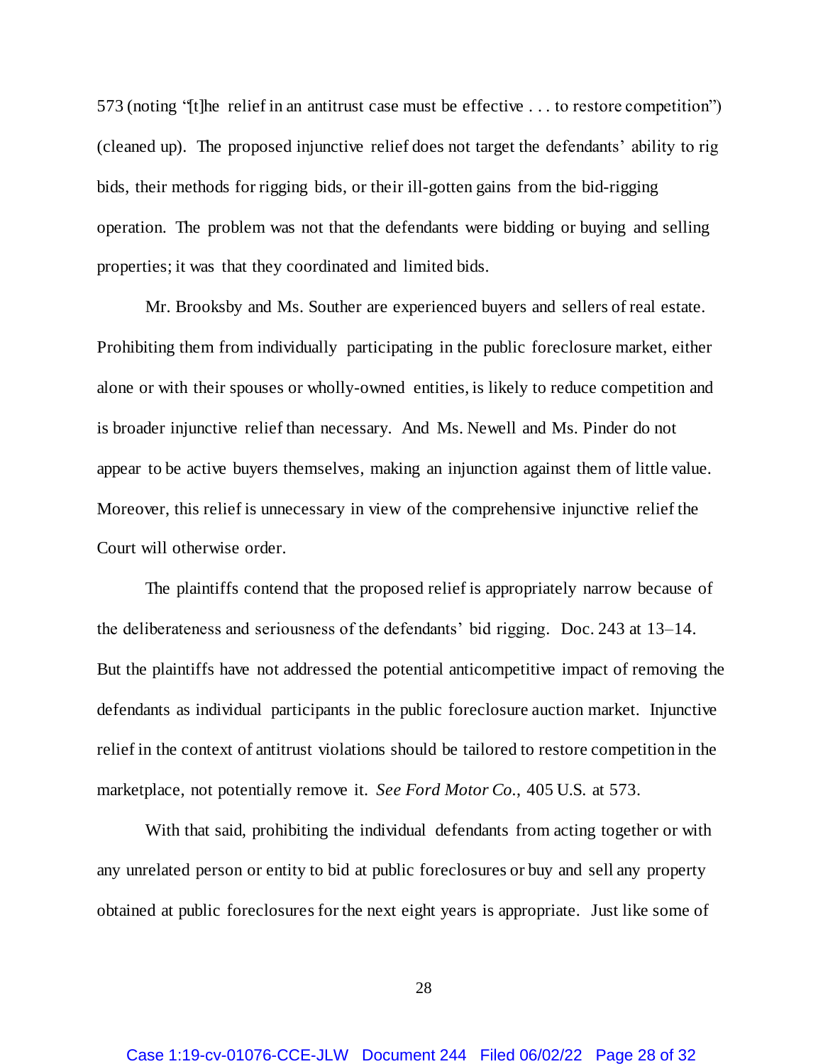573 (noting "[t]he relief in an antitrust case must be effective . . . to restore competition") (cleaned up). The proposed injunctive relief does not target the defendants' ability to rig bids, their methods for rigging bids, or their ill-gotten gains from the bid-rigging operation. The problem was not that the defendants were bidding or buying and selling properties; it was that they coordinated and limited bids.

Mr. Brooksby and Ms. Souther are experienced buyers and sellers of real estate. Prohibiting them from individually participating in the public foreclosure market, either alone or with their spouses or wholly-owned entities, is likely to reduce competition and is broader injunctive relief than necessary. And Ms. Newell and Ms. Pinder do not appear to be active buyers themselves, making an injunction against them of little value. Moreover, this relief is unnecessary in view of the comprehensive injunctive relief the Court will otherwise order.

The plaintiffs contend that the proposed relief is appropriately narrow because of the deliberateness and seriousness of the defendants' bid rigging. Doc. 243 at 13–14. But the plaintiffs have not addressed the potential anticompetitive impact of removing the defendants as individual participants in the public foreclosure auction market. Injunctive relief in the context of antitrust violations should be tailored to restore competition in the marketplace, not potentially remove it. *See Ford Motor Co.*, 405 U.S. at 573.

With that said, prohibiting the individual defendants from acting together or with any unrelated person or entity to bid at public foreclosures or buy and sell any property obtained at public foreclosures for the next eight years is appropriate. Just like some of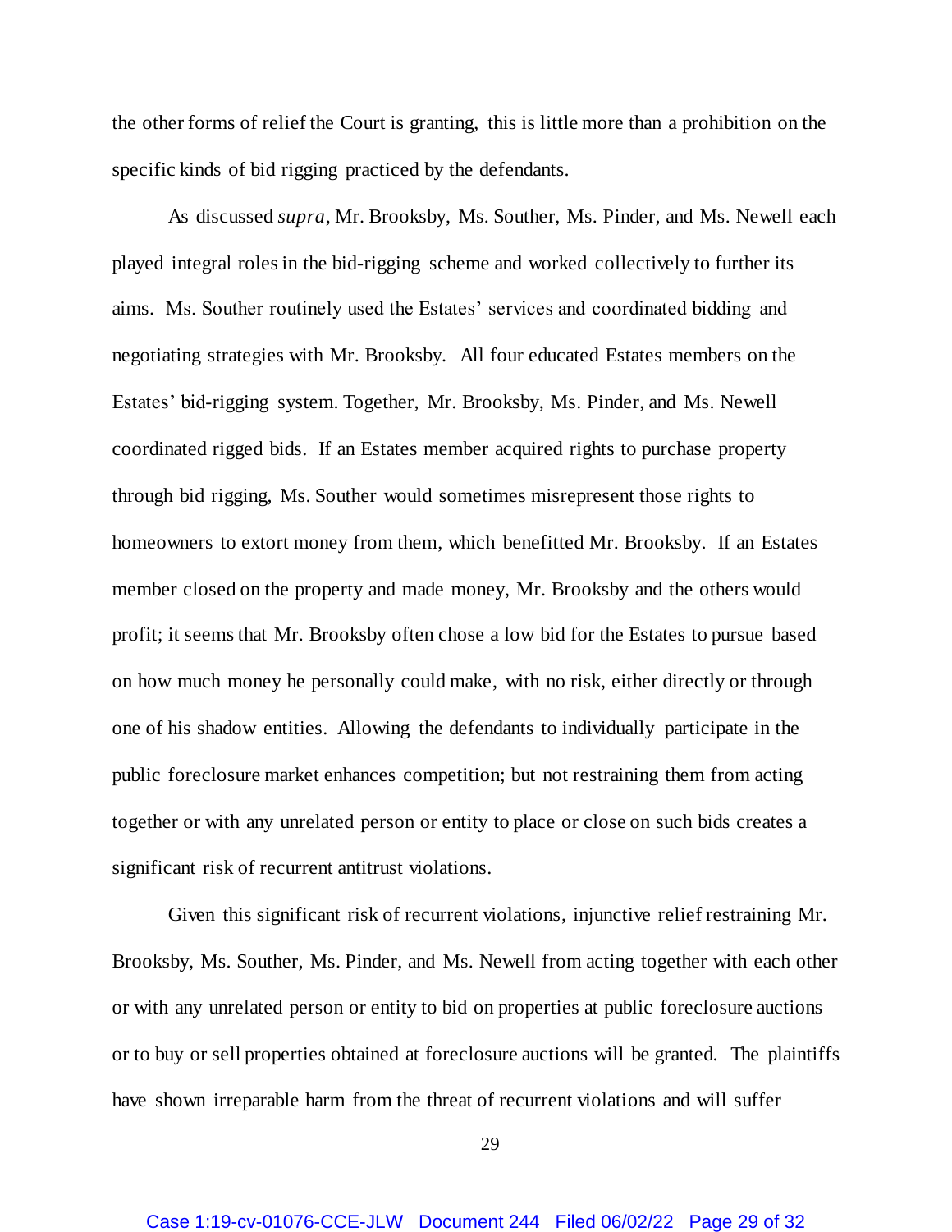the other forms of relief the Court is granting, this is little more than a prohibition on the specific kinds of bid rigging practiced by the defendants.

As discussed *supra*, Mr. Brooksby, Ms. Souther, Ms. Pinder, and Ms. Newell each played integral roles in the bid-rigging scheme and worked collectively to further its aims. Ms. Souther routinely used the Estates' services and coordinated bidding and negotiating strategies with Mr. Brooksby. All four educated Estates members on the Estates' bid-rigging system. Together, Mr. Brooksby, Ms. Pinder, and Ms. Newell coordinated rigged bids. If an Estates member acquired rights to purchase property through bid rigging, Ms. Souther would sometimes misrepresent those rights to homeowners to extort money from them, which benefitted Mr. Brooksby. If an Estates member closed on the property and made money, Mr. Brooksby and the others would profit; it seems that Mr. Brooksby often chose a low bid for the Estates to pursue based on how much money he personally could make, with no risk, either directly or through one of his shadow entities. Allowing the defendants to individually participate in the public foreclosure market enhances competition; but not restraining them from acting together or with any unrelated person or entity to place or close on such bids creates a significant risk of recurrent antitrust violations.

Given this significant risk of recurrent violations, injunctive relief restraining Mr. Brooksby, Ms. Souther, Ms. Pinder, and Ms. Newell from acting together with each other or with any unrelated person or entity to bid on properties at public foreclosure auctions or to buy or sell properties obtained at foreclosure auctions will be granted. The plaintiffs have shown irreparable harm from the threat of recurrent violations and will suffer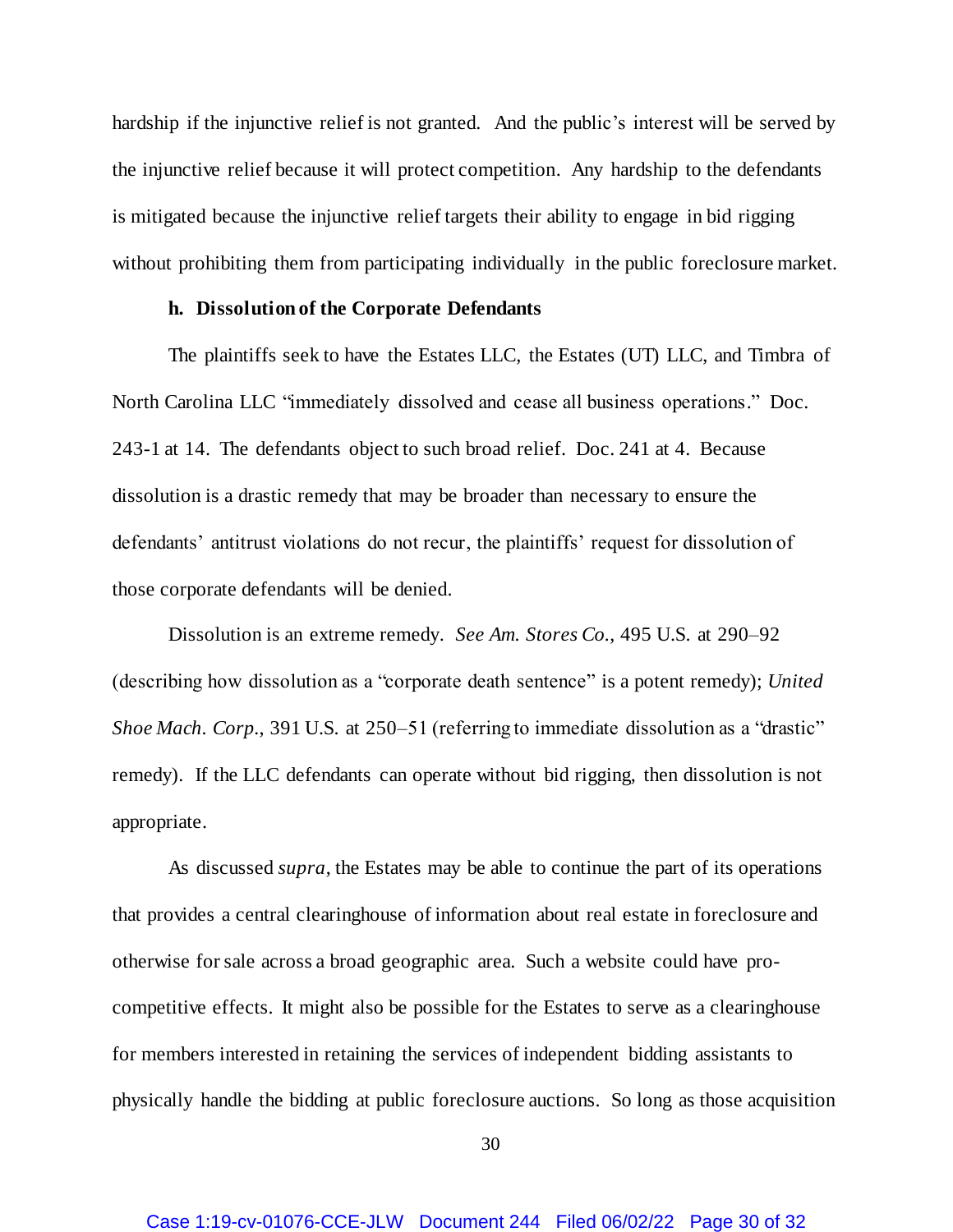hardship if the injunctive relief is not granted. And the public's interest will be served by the injunctive relief because it will protect competition. Any hardship to the defendants is mitigated because the injunctive relief targets their ability to engage in bid rigging without prohibiting them from participating individually in the public foreclosure market.

**h. Dissolution of the Corporate Defendants**

The plaintiffs seek to have the Estates LLC, the Estates (UT) LLC, and Timbra of North Carolina LLC "immediately dissolved and cease all business operations." Doc. 243-1 at 14. The defendants object to such broad relief. Doc. 241 at 4. Because dissolution is a drastic remedy that may be broader than necessary to ensure the defendants' antitrust violations do not recur, the plaintiffs' request for dissolution of those corporate defendants will be denied.

Dissolution is an extreme remedy. *See Am. Stores Co.*, 495 U.S. at 290–92 (describing how dissolution as a "corporate death sentence" is a potent remedy); *United Shoe Mach. Corp.*, 391 U.S. at 250–51 (referring to immediate dissolution as a "drastic" remedy). If the LLC defendants can operate without bid rigging, then dissolution is not appropriate.

As discussed *supra*, the Estates may be able to continue the part of its operations that provides a central clearinghouse of information about real estate in foreclosure and otherwise for sale across a broad geographic area. Such a website could have pro-competitive effects. It might also be possible for the Estates to serve as a clearinghouse for members interested in retaining the services of independent bidding assistants to physically handle the bidding at public foreclosure auctions. So long as those acquisition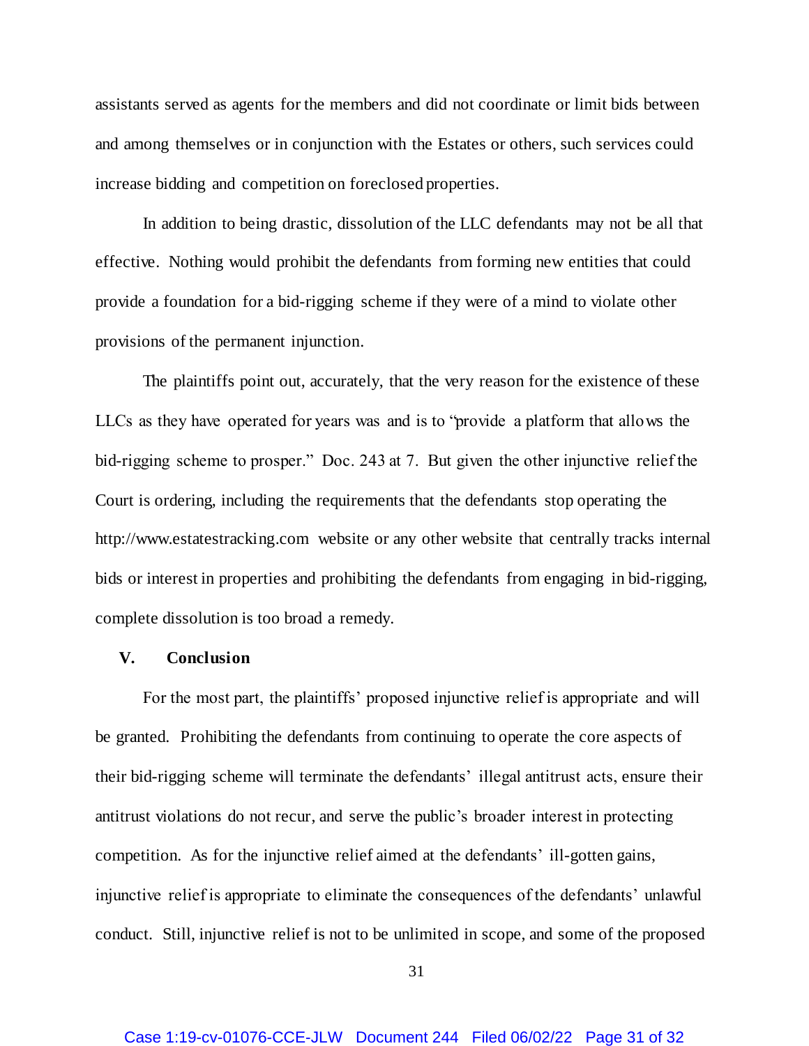assistants served as agents for the members and did not coordinate or limit bids between and among themselves or in conjunction with the Estates or others, such services could increase bidding and competition on foreclosed properties.

In addition to being drastic, dissolution of the LLC defendants may not be all that effective. Nothing would prohibit the defendants from forming new entities that could provide a foundation for a bid-rigging scheme if they were of a mind to violate other provisions of the permanent injunction.

The plaintiffs point out, accurately, that the very reason for the existence of these LLCs as they have operated for years was and is to "provide a platform that allows the bid-rigging scheme to prosper." Doc. 243 at 7. But given the other injunctive relief the Court is ordering, including the requirements that the defendants stop operating the http://www.estatestracking.com website or any other website that centrally tracks internal bids or interest in properties and prohibiting the defendants from engaging in bid-rigging, complete dissolution is too broad a remedy.

## V. Conclusion

For the most part, the plaintiffs' proposed injunctive relief is appropriate and will be granted. Prohibiting the defendants from continuing to operate the core aspects of their bid-rigging scheme will terminate the defendants' illegal antitrust acts, ensure their antitrust violations do not recur, and serve the public's broader interest in protecting competition. As for the injunctive relief aimed at the defendants' ill-gotten gains, injunctive relief is appropriate to eliminate the consequences of the defendants' unlawful conduct. Still, injunctive relief is not to be unlimited in scope, and some of the proposed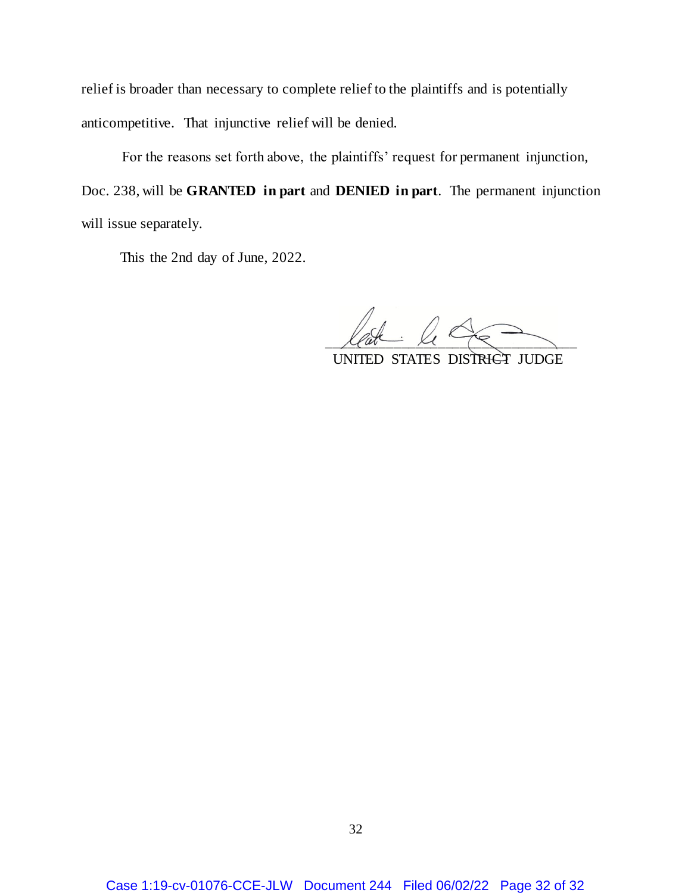relief is broader than necessary to complete relief to the plaintiffs and is potentially anticompetitive. That injunctive relief will be denied.

For the reasons set forth above, the plaintiffs' request for permanent injunction, Doc. 238, will be **GRANTED in part** and **DENIED in part**. The permanent injunction will issue separately.

This the 2nd day of June, 2022.

UNITED STATES DISTRICT JUDGE